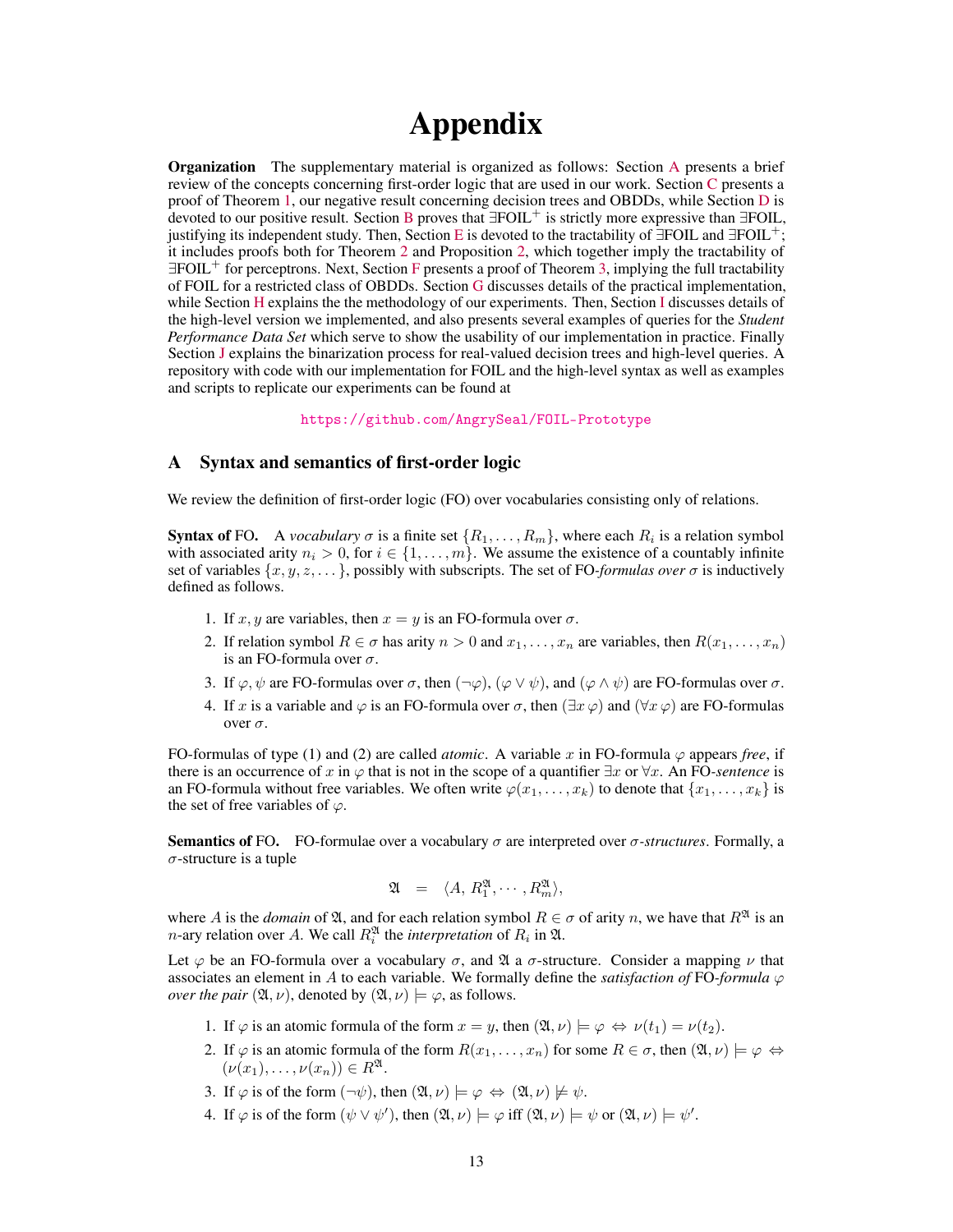# Appendix

**Organization** The supplementary material is organized as follows: Section A presents a brief review of the concepts concerning first-order logic that are used in our work. Section C presents a proof of Theorem 1, our negative result concerning decision trees and OBDDs, while Section D is devoted to our positive result. Section B proves that $\exists$FOIL$^+$ is strictly more expressive than $\exists$FOIL, justifying its independent study. Then, Section E is devoted to the tractability of $\exists$FOIL and $\exists$FOIL$^+$; it includes proofs both for Theorem 2 and Proposition 2, which together imply the tractability of $\exists$FOIL$^+$ for perceptrons. Next, Section F presents a proof of Theorem 3, implying the full tractability of FOIL for a restricted class of OBDDs. Section G discusses details of the practical implementation, while Section H explains the the methodology of our experiments. Then, Section I discusses details of the high-level version we implemented, and also presents several examples of queries for the *Student Performance Data Set* which serve to show the usability of our implementation in practice. Finally Section J explains the binarization process for real-valued decision trees and high-level queries. A repository with code with our implementation for FOIL and the high-level syntax as well as examples and scripts to replicate our experiments can be found at

https://github.com/AngrySeal/FOIL-Prototype

## A Syntax and semantics of first-order logic

We review the definition of first-order logic (FO) over vocabularies consisting only of relations.

**Syntax of FO.** A *vocabulary* $\sigma$ is a finite set $\{R_1, \dots, R_m\}$, where each $R_i$ is a relation symbol with associated arity $n_i > 0$, for $i \in \{1, \dots, m\}$. We assume the existence of a countably infinite set of variables $\{x, y, z, \dots\}$, possibly with subscripts. The set of FO-*formulas over* $\sigma$ is inductively defined as follows.

1. If $x, y$ are variables, then $x = y$ is an FO-formula over $\sigma$.
2. If relation symbol $R \in \sigma$ has arity $n > 0$ and $x_1, \dots, x_n$ are variables, then $R(x_1, \dots, x_n)$ is an FO-formula over $\sigma$.
3. If $\varphi, \psi$ are FO-formulas over $\sigma$, then $(\neg\varphi)$, $(\varphi \vee \psi)$, and $(\varphi \wedge \psi)$ are FO-formulas over $\sigma$.
4. If $x$ is a variable and $\varphi$ is an FO-formula over $\sigma$, then $(\exists x\, \varphi)$ and $(\forall x\, \varphi)$ are FO-formulas over $\sigma$.

FO-formulas of type (1) and (2) are called *atomic*. A variable $x$ in FO-formula $\varphi$ appears *free*, if there is an occurrence of $x$ in $\varphi$ that is not in the scope of a quantifier $\exists x$ or $\forall x$. An FO-*sentence* is an FO-formula without free variables. We often write $\varphi(x_1, \dots, x_k)$ to denote that $\{x_1, \dots, x_k\}$ is the set of free variables of $\varphi$.

**Semantics of FO.** FO-formulae over a vocabulary $\sigma$ are interpreted over $\sigma$-*structures*. Formally, a $\sigma$-structure is a tuple

$$\mathfrak{A} \quad = \quad \langle A,\, R_1^{\mathfrak{A}}, \cdots, R_m^{\mathfrak{A}} \rangle,$$

where $A$ is the *domain* of $\mathfrak{A}$, and for each relation symbol $R \in \sigma$ of arity $n$, we have that $R^{\mathfrak{A}}$ is an $n$-ary relation over $A$. We call $R_i^{\mathfrak{A}}$ the *interpretation* of $R_i$ in $\mathfrak{A}$.

Let $\varphi$ be an FO-formula over a vocabulary $\sigma$, and $\mathfrak{A}$ a $\sigma$-structure. Consider a mapping $\nu$ that associates an element in $A$ to each variable. We formally define the *satisfaction of* FO-*formula* $\varphi$ *over the pair* $(\mathfrak{A}, \nu)$, denoted by $(\mathfrak{A}, \nu) \models \varphi$, as follows.

1. If $\varphi$ is an atomic formula of the form $x = y$, then $(\mathfrak{A}, \nu) \models \varphi \Leftrightarrow \nu(t_1) = \nu(t_2)$.
2. If $\varphi$ is an atomic formula of the form $R(x_1, \dots, x_n)$ for some $R \in \sigma$, then $(\mathfrak{A}, \nu) \models \varphi \Leftrightarrow (\nu(x_1), \dots, \nu(x_n)) \in R^{\mathfrak{A}}$.
3. If $\varphi$ is of the form $(\neg\psi)$, then $(\mathfrak{A}, \nu) \models \varphi \Leftrightarrow (\mathfrak{A}, \nu) \not\models \psi$.
4. If $\varphi$ is of the form $(\psi \vee \psi')$, then $(\mathfrak{A}, \nu) \models \varphi$ iff $(\mathfrak{A}, \nu) \models \psi$ or $(\mathfrak{A}, \nu) \models \psi'$.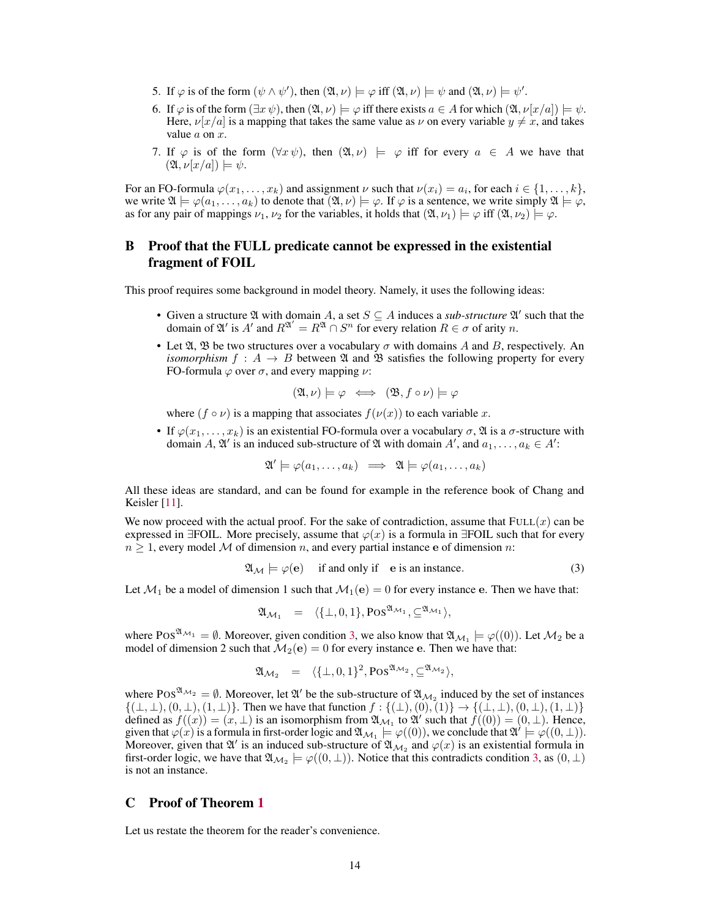5. If $\varphi$ is of the form $(\psi \wedge \psi')$, then $(\mathfrak{A}, \nu) \models \varphi$ iff $(\mathfrak{A}, \nu) \models \psi$ and $(\mathfrak{A}, \nu) \models \psi'$.
6. If $\varphi$ is of the form $(\exists x\, \psi)$, then $(\mathfrak{A}, \nu) \models \varphi$ iff there exists $a \in A$ for which $(\mathfrak{A}, \nu[x/a]) \models \psi$. Here, $\nu[x/a]$ is a mapping that takes the same value as $\nu$ on every variable $y \neq x$, and takes value $a$ on $x$.
7. If $\varphi$ is of the form $(\forall x\, \psi)$, then $(\mathfrak{A}, \nu) \models \varphi$ iff for every $a \in A$ we have that $(\mathfrak{A}, \nu[x/a]) \models \psi$.

For an FO-formula $\varphi(x_1, \ldots, x_k)$ and assignment $\nu$ such that $\nu(x_i) = a_i$, for each $i \in \{1, \ldots, k\}$, we write $\mathfrak{A} \models \varphi(a_1, \ldots, a_k)$ to denote that $(\mathfrak{A}, \nu) \models \varphi$. If $\varphi$ is a sentence, we write simply $\mathfrak{A} \models \varphi$, as for any pair of mappings $\nu_1, \nu_2$ for the variables, it holds that $(\mathfrak{A}, \nu_1) \models \varphi$ iff $(\mathfrak{A}, \nu_2) \models \varphi$.

# B Proof that the FULL predicate cannot be expressed in the existential fragment of FOIL

This proof requires some background in model theory. Namely, it uses the following ideas:

- Given a structure $\mathfrak{A}$ with domain $A$, a set $S \subseteq A$ induces a *sub-structure* $\mathfrak{A}'$ such that the domain of $\mathfrak{A}'$ is $A'$ and $R^{\mathfrak{A}'} = R^{\mathfrak{A}} \cap S^n$ for every relation $R \in \sigma$ of arity $n$.
- Let $\mathfrak{A}$, $\mathfrak{B}$ be two structures over a vocabulary $\sigma$ with domains $A$ and $B$, respectively. An *isomorphism* $f : A \to B$ between $\mathfrak{A}$ and $\mathfrak{B}$ satisfies the following property for every FO-formula $\varphi$ over $\sigma$, and every mapping $\nu$:

$$(\mathfrak{A}, \nu) \models \varphi \iff (\mathfrak{B}, f \circ \nu) \models \varphi$$

  where $(f \circ \nu)$ is a mapping that associates $f(\nu(x))$ to each variable $x$.
- If $\varphi(x_1, \ldots, x_k)$ is an existential FO-formula over a vocabulary $\sigma$, $\mathfrak{A}$ is a $\sigma$-structure with domain $A$, $\mathfrak{A}'$ is an induced sub-structure of $\mathfrak{A}$ with domain $A'$, and $a_1, \ldots, a_k \in A'$:

$$\mathfrak{A}' \models \varphi(a_1, \ldots, a_k) \implies \mathfrak{A} \models \varphi(a_1, \ldots, a_k)$$

All these ideas are standard, and can be found for example in the reference book of Chang and Keisler [11].

We now proceed with the actual proof. For the sake of contradiction, assume that $\textsc{Full}(x)$ can be expressed in $\exists$FOIL. More precisely, assume that $\varphi(x)$ is a formula in $\exists$FOIL such that for every $n \geq 1$, every model $\mathcal{M}$ of dimension $n$, and every partial instance $\mathbf{e}$ of dimension $n$:

$$\mathfrak{A}_{\mathcal{M}} \models \varphi(\mathbf{e}) \quad \text{if and only if} \quad \mathbf{e} \text{ is an instance.} \tag{3}$$

Let $\mathcal{M}_1$ be a model of dimension 1 such that $\mathcal{M}_1(\mathbf{e}) = 0$ for every instance $\mathbf{e}$. Then we have that:

$$\mathfrak{A}_{\mathcal{M}_1} \quad = \quad \langle \{\bot, 0, 1\}, \textsc{Pos}^{\mathfrak{A}_{\mathcal{M}_1}}, \subseteq^{\mathfrak{A}_{\mathcal{M}_1}} \rangle,$$

where $\textsc{Pos}^{\mathfrak{A}_{\mathcal{M}_1}} = \emptyset$. Moreover, given condition 3, we also know that $\mathfrak{A}_{\mathcal{M}_1} \models \varphi((0))$. Let $\mathcal{M}_2$ be a model of dimension 2 such that $\mathcal{M}_2(\mathbf{e}) = 0$ for every instance $\mathbf{e}$. Then we have that:

$$\mathfrak{A}_{\mathcal{M}_2} \quad = \quad \langle \{\bot, 0, 1\}^2, \textsc{Pos}^{\mathfrak{A}_{\mathcal{M}_2}}, \subseteq^{\mathfrak{A}_{\mathcal{M}_2}} \rangle,$$

where $\textsc{Pos}^{\mathfrak{A}_{\mathcal{M}_2}} = \emptyset$. Moreover, let $\mathfrak{A}'$ be the sub-structure of $\mathfrak{A}_{\mathcal{M}_2}$ induced by the set of instances $\{(\bot, \bot), (0, \bot), (1, \bot)\}$. Then we have that function $f : \{(\bot), (0), (1)\} \to \{(\bot, \bot), (0, \bot), (1, \bot)\}$ defined as $f((x)) = (x, \bot)$ is an isomorphism from $\mathfrak{A}_{\mathcal{M}_1}$ to $\mathfrak{A}'$ such that $f((0)) = (0, \bot)$. Hence, given that $\varphi(x)$ is a formula in first-order logic and $\mathfrak{A}_{\mathcal{M}_1} \models \varphi((0))$, we conclude that $\mathfrak{A}' \models \varphi((0, \bot))$. Moreover, given that $\mathfrak{A}'$ is an induced sub-structure of $\mathfrak{A}_{\mathcal{M}_2}$ and $\varphi(x)$ is an existential formula in first-order logic, we have that $\mathfrak{A}_{\mathcal{M}_2} \models \varphi((0, \bot))$. Notice that this contradicts condition 3, as $(0, \bot)$ is not an instance.

# C Proof of Theorem 1

Let us restate the theorem for the reader's convenience.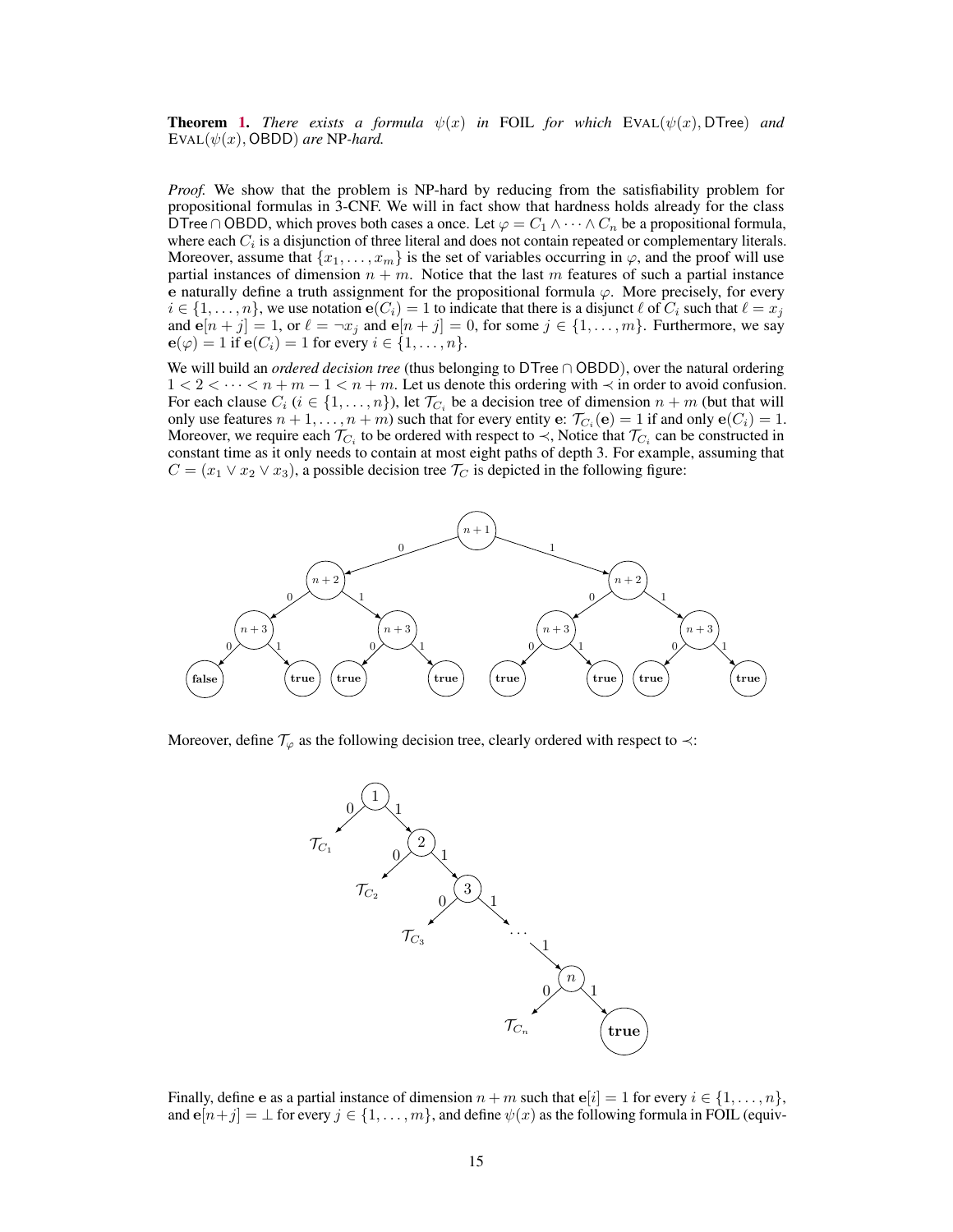**Theorem 1.** *There exists a formula $\psi(x)$ in* FOIL *for which* $\text{EVAL}(\psi(x), \mathsf{DTree})$ *and* $\text{EVAL}(\psi(x), \mathsf{OBDD})$ *are* NP*-hard.*

*Proof.* We show that the problem is NP-hard by reducing from the satisfiability problem for propositional formulas in 3-CNF. We will in fact show that hardness holds already for the class $\mathsf{DTree} \cap \mathsf{OBDD}$, which proves both cases a once. Let $\varphi = C_1 \wedge \cdots \wedge C_n$ be a propositional formula, where each $C_i$ is a disjunction of three literal and does not contain repeated or complementary literals. Moreover, assume that $\{x_1, \ldots, x_m\}$ is the set of variables occurring in $\varphi$, and the proof will use partial instances of dimension $n + m$. Notice that the last $m$ features of such a partial instance $\mathbf{e}$ naturally define a truth assignment for the propositional formula $\varphi$. More precisely, for every $i \in \{1, \ldots, n\}$, we use notation $\mathbf{e}(C_i) = 1$ to indicate that there is a disjunct $\ell$ of $C_i$ such that $\ell = x_j$ and $\mathbf{e}[n + j] = 1$, or $\ell = \neg x_j$ and $\mathbf{e}[n + j] = 0$, for some $j \in \{1, \ldots, m\}$. Furthermore, we say $\mathbf{e}(\varphi) = 1$ if $\mathbf{e}(C_i) = 1$ for every $i \in \{1, \ldots, n\}$.

We will build an *ordered decision tree* (thus belonging to $\mathsf{DTree} \cap \mathsf{OBDD}$), over the natural ordering $1 < 2 < \cdots < n + m - 1 < n + m$. Let us denote this ordering with $\prec$ in order to avoid confusion. For each clause $C_i$ ($i \in \{1, \ldots, n\}$), let $\mathcal{T}_{C_i}$ be a decision tree of dimension $n + m$ (but that will only use features $n + 1, \ldots, n + m$) such that for every entity $\mathbf{e}$: $\mathcal{T}_{C_i}(\mathbf{e}) = 1$ if and only $\mathbf{e}(C_i) = 1$. Moreover, we require each $\mathcal{T}_{C_i}$ to be ordered with respect to $\prec$, Notice that $\mathcal{T}_{C_i}$ can be constructed in constant time as it only needs to contain at most eight paths of depth 3. For example, assuming that $C = (x_1 \vee x_2 \vee x_3)$, a possible decision tree $\mathcal{T}_C$ is depicted in the following figure:

Moreover, define $\mathcal{T}_\varphi$ as the following decision tree, clearly ordered with respect to $\prec$:

Finally, define $\mathbf{e}$ as a partial instance of dimension $n + m$ such that $\mathbf{e}[i] = 1$ for every $i \in \{1, \ldots, n\}$, and $\mathbf{e}[n+j] = \bot$ for every $j \in \{1, \ldots, m\}$, and define $\psi(x)$ as the following formula in FOIL (equiv-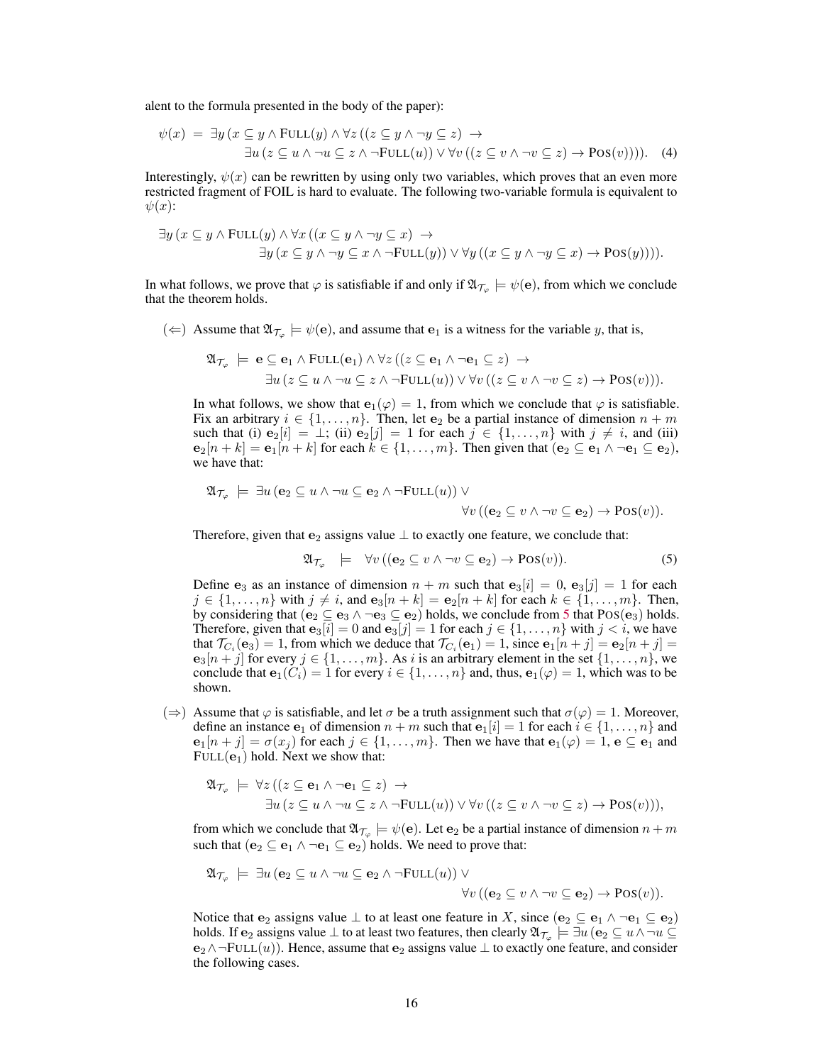alent to the formula presented in the body of the paper):

$$\psi(x) \;=\; \exists y \, (x \subseteq y \wedge \text{FULL}(y) \wedge \forall z \, ((z \subseteq y \wedge \neg y \subseteq z) \;\rightarrow \\ \exists u \, (z \subseteq u \wedge \neg u \subseteq z \wedge \neg\text{FULL}(u)) \vee \forall v \, ((z \subseteq v \wedge \neg v \subseteq z) \rightarrow \text{POS}(v)))). \quad (4)$$

Interestingly, $\psi(x)$ can be rewritten by using only two variables, which proves that an even more restricted fragment of FOIL is hard to evaluate. The following two-variable formula is equivalent to $\psi(x)$:

$$\exists y \, (x \subseteq y \wedge \text{FULL}(y) \wedge \forall x \, ((x \subseteq y \wedge \neg y \subseteq x) \;\rightarrow \\ \exists y \, (x \subseteq y \wedge \neg y \subseteq x \wedge \neg\text{FULL}(y)) \vee \forall y \, ((x \subseteq y \wedge \neg y \subseteq x) \rightarrow \text{POS}(y)))).$$

In what follows, we prove that $\varphi$ is satisfiable if and only if $\mathfrak{A}_{\mathcal{T}_\varphi} \models \psi(\mathbf{e})$, from which we conclude that the theorem holds.

($\Leftarrow$) Assume that $\mathfrak{A}_{\mathcal{T}_\varphi} \models \psi(\mathbf{e})$, and assume that $\mathbf{e}_1$ is a witness for the variable $y$, that is,

$$\mathfrak{A}_{\mathcal{T}_\varphi} \;\models\; \mathbf{e} \subseteq \mathbf{e}_1 \wedge \text{FULL}(\mathbf{e}_1) \wedge \forall z \, ((z \subseteq \mathbf{e}_1 \wedge \neg \mathbf{e}_1 \subseteq z) \;\rightarrow \\ \exists u \, (z \subseteq u \wedge \neg u \subseteq z \wedge \neg\text{FULL}(u)) \vee \forall v \, ((z \subseteq v \wedge \neg v \subseteq z) \rightarrow \text{POS}(v))).$$

In what follows, we show that $\mathbf{e}_1(\varphi) = 1$, from which we conclude that $\varphi$ is satisfiable. Fix an arbitrary $i \in \{1, \ldots, n\}$. Then, let $\mathbf{e}_2$ be a partial instance of dimension $n + m$ such that (i) $\mathbf{e}_2[i] = \bot$; (ii) $\mathbf{e}_2[j] = 1$ for each $j \in \{1, \ldots, n\}$ with $j \neq i$, and (iii) $\mathbf{e}_2[n + k] = \mathbf{e}_1[n + k]$ for each $k \in \{1, \ldots, m\}$. Then given that $(\mathbf{e}_2 \subseteq \mathbf{e}_1 \wedge \neg \mathbf{e}_1 \subseteq \mathbf{e}_2)$, we have that:

$$\mathfrak{A}_{\mathcal{T}_\varphi} \;\models\; \exists u \, (\mathbf{e}_2 \subseteq u \wedge \neg u \subseteq \mathbf{e}_2 \wedge \neg\text{FULL}(u)) \vee \\ \forall v \, ((\mathbf{e}_2 \subseteq v \wedge \neg v \subseteq \mathbf{e}_2) \rightarrow \text{POS}(v)).$$

Therefore, given that $\mathbf{e}_2$ assigns value $\bot$ to exactly one feature, we conclude that:

$$\mathfrak{A}_{\mathcal{T}_\varphi} \quad \models \quad \forall v \, ((\mathbf{e}_2 \subseteq v \wedge \neg v \subseteq \mathbf{e}_2) \rightarrow \text{POS}(v)). \quad (5)$$

Define $\mathbf{e}_3$ as an instance of dimension $n + m$ such that $\mathbf{e}_3[i] = 0$, $\mathbf{e}_3[j] = 1$ for each $j \in \{1, \ldots, n\}$ with $j \neq i$, and $\mathbf{e}_3[n + k] = \mathbf{e}_2[n + k]$ for each $k \in \{1, \ldots, m\}$. Then, by considering that $(\mathbf{e}_2 \subseteq \mathbf{e}_3 \wedge \neg \mathbf{e}_3 \subseteq \mathbf{e}_2)$ holds, we conclude from 5 that $\text{POS}(\mathbf{e}_3)$ holds. Therefore, given that $\mathbf{e}_3[i] = 0$ and $\mathbf{e}_3[j] = 1$ for each $j \in \{1, \ldots, n\}$ with $j < i$, we have that $\mathcal{T}_{C_i}(\mathbf{e}_3) = 1$, from which we deduce that $\mathcal{T}_{C_i}(\mathbf{e}_1) = 1$, since $\mathbf{e}_1[n + j] = \mathbf{e}_2[n + j] = \mathbf{e}_3[n + j]$ for every $j \in \{1, \ldots, m\}$. As $i$ is an arbitrary element in the set $\{1, \ldots, n\}$, we conclude that $\mathbf{e}_1(C_i) = 1$ for every $i \in \{1, \ldots, n\}$ and, thus, $\mathbf{e}_1(\varphi) = 1$, which was to be shown.

($\Rightarrow$) Assume that $\varphi$ is satisfiable, and let $\sigma$ be a truth assignment such that $\sigma(\varphi) = 1$. Moreover, define an instance $\mathbf{e}_1$ of dimension $n + m$ such that $\mathbf{e}_1[i] = 1$ for each $i \in \{1, \ldots, n\}$ and $\mathbf{e}_1[n + j] = \sigma(x_j)$ for each $j \in \{1, \ldots, m\}$. Then we have that $\mathbf{e}_1(\varphi) = 1$, $\mathbf{e} \subseteq \mathbf{e}_1$ and $\text{FULL}(\mathbf{e}_1)$ hold. Next we show that:

$$\mathfrak{A}_{\mathcal{T}_\varphi} \;\models\; \forall z \, ((z \subseteq \mathbf{e}_1 \wedge \neg \mathbf{e}_1 \subseteq z) \;\rightarrow \\ \exists u \, (z \subseteq u \wedge \neg u \subseteq z \wedge \neg\text{FULL}(u)) \vee \forall v \, ((z \subseteq v \wedge \neg v \subseteq z) \rightarrow \text{POS}(v))),$$

from which we conclude that $\mathfrak{A}_{\mathcal{T}_\varphi} \models \psi(\mathbf{e})$. Let $\mathbf{e}_2$ be a partial instance of dimension $n + m$ such that $(\mathbf{e}_2 \subseteq \mathbf{e}_1 \wedge \neg \mathbf{e}_1 \subseteq \mathbf{e}_2)$ holds. We need to prove that:

$$\mathfrak{A}_{\mathcal{T}_\varphi} \;\models\; \exists u \, (\mathbf{e}_2 \subseteq u \wedge \neg u \subseteq \mathbf{e}_2 \wedge \neg\text{FULL}(u)) \vee \\ \forall v \, ((\mathbf{e}_2 \subseteq v \wedge \neg v \subseteq \mathbf{e}_2) \rightarrow \text{POS}(v)).$$

Notice that $\mathbf{e}_2$ assigns value $\bot$ to at least one feature in $X$, since $(\mathbf{e}_2 \subseteq \mathbf{e}_1 \wedge \neg \mathbf{e}_1 \subseteq \mathbf{e}_2)$ holds. If $\mathbf{e}_2$ assigns value $\bot$ to at least two features, then clearly $\mathfrak{A}_{\mathcal{T}_\varphi} \models \exists u \, (\mathbf{e}_2 \subseteq u \wedge \neg u \subseteq \mathbf{e}_2 \wedge \neg\text{FULL}(u))$. Hence, assume that $\mathbf{e}_2$ assigns value $\bot$ to exactly one feature, and consider the following cases.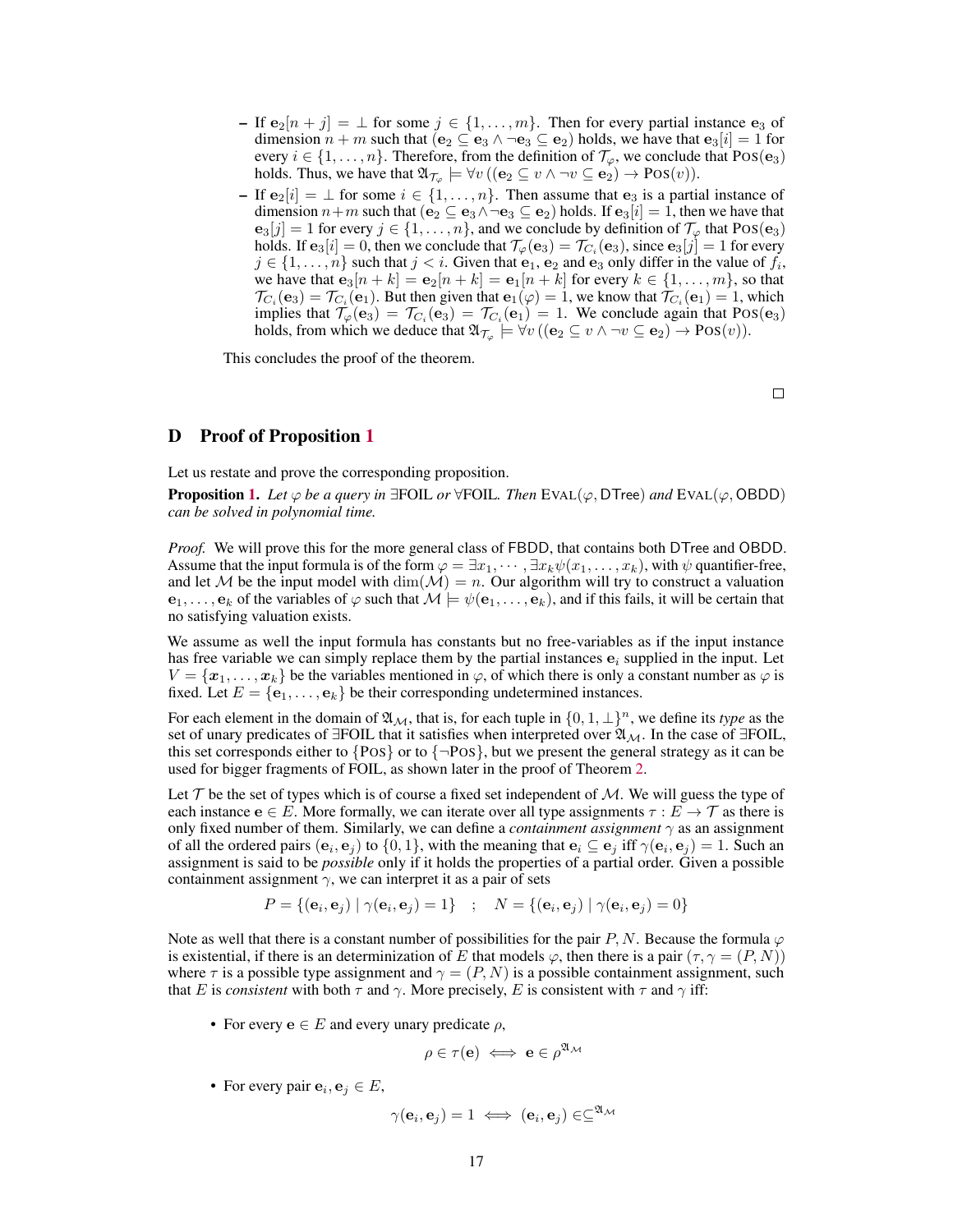- If $\mathbf{e}_2[n+j] = \bot$ for some $j \in \{1, \ldots, m\}$. Then for every partial instance $\mathbf{e}_3$ of dimension $n+m$ such that $(\mathbf{e}_2 \subseteq \mathbf{e}_3 \wedge \neg \mathbf{e}_3 \subseteq \mathbf{e}_2)$ holds, we have that $\mathbf{e}_3[i] = 1$ for every $i \in \{1, \ldots, n\}$. Therefore, from the definition of $\mathcal{T}_\varphi$, we conclude that $\textsc{Pos}(\mathbf{e}_3)$ holds. Thus, we have that $\mathfrak{A}_{\mathcal{T}_\varphi} \models \forall v \, ((\mathbf{e}_2 \subseteq v \wedge \neg v \subseteq \mathbf{e}_2) \rightarrow \textsc{Pos}(v))$.
- If $\mathbf{e}_2[i] = \bot$ for some $i \in \{1, \ldots, n\}$. Then assume that $\mathbf{e}_3$ is a partial instance of dimension $n+m$ such that $(\mathbf{e}_2 \subseteq \mathbf{e}_3 \wedge \neg \mathbf{e}_3 \subseteq \mathbf{e}_2)$ holds. If $\mathbf{e}_3[i] = 1$, then we have that $\mathbf{e}_3[j] = 1$ for every $j \in \{1, \ldots, n\}$, and we conclude by definition of $\mathcal{T}_\varphi$ that $\textsc{Pos}(\mathbf{e}_3)$ holds. If $\mathbf{e}_3[i] = 0$, then we conclude that $\mathcal{T}_\varphi(\mathbf{e}_3) = \mathcal{T}_{C_i}(\mathbf{e}_3)$, since $\mathbf{e}_3[j] = 1$ for every $j \in \{1, \ldots, n\}$ such that $j < i$. Given that $\mathbf{e}_1$, $\mathbf{e}_2$ and $\mathbf{e}_3$ only differ in the value of $f_i$, we have that $\mathbf{e}_3[n+k] = \mathbf{e}_2[n+k] = \mathbf{e}_1[n+k]$ for every $k \in \{1, \ldots, m\}$, so that $\mathcal{T}_{C_i}(\mathbf{e}_3) = \mathcal{T}_{C_i}(\mathbf{e}_1)$. But then given that $\mathbf{e}_1(\varphi) = 1$, we know that $\mathcal{T}_{C_i}(\mathbf{e}_1) = 1$, which implies that $\mathcal{T}_\varphi(\mathbf{e}_3) = \mathcal{T}_{C_i}(\mathbf{e}_3) = \mathcal{T}_{C_i}(\mathbf{e}_1) = 1$. We conclude again that $\textsc{Pos}(\mathbf{e}_3)$ holds, from which we deduce that $\mathfrak{A}_{\mathcal{T}_\varphi} \models \forall v \, ((\mathbf{e}_2 \subseteq v \wedge \neg v \subseteq \mathbf{e}_2) \rightarrow \textsc{Pos}(v))$.

This concludes the proof of the theorem. □

## D Proof of Proposition 1

Let us restate and prove the corresponding proposition.

**Proposition 1.** *Let $\varphi$ be a query in $\exists$FOIL or $\forall$FOIL. Then* $\textsc{Eval}(\varphi, \mathsf{DTree})$ *and* $\textsc{Eval}(\varphi, \mathsf{OBDD})$ *can be solved in polynomial time.*

*Proof.* We will prove this for the more general class of FBDD, that contains both DTree and OBDD. Assume that the input formula is of the form $\varphi = \exists x_1, \cdots, \exists x_k \psi(x_1, \ldots, x_k)$, with $\psi$ quantifier-free, and let $\mathcal{M}$ be the input model with $\dim(\mathcal{M}) = n$. Our algorithm will try to construct a valuation $\mathbf{e}_1, \ldots, \mathbf{e}_k$ of the variables of $\varphi$ such that $\mathcal{M} \models \psi(\mathbf{e}_1, \ldots, \mathbf{e}_k)$, and if this fails, it will be certain that no satisfying valuation exists.

We assume as well the input formula has constants but no free-variables as if the input instance has free variable we can simply replace them by the partial instances $\mathbf{e}_i$ supplied in the input. Let $V = \{\boldsymbol{x}_1, \ldots, \boldsymbol{x}_k\}$ be the variables mentioned in $\varphi$, of which there is only a constant number as $\varphi$ is fixed. Let $E = \{\mathbf{e}_1, \ldots, \mathbf{e}_k\}$ be their corresponding undetermined instances.

For each element in the domain of $\mathfrak{A}_\mathcal{M}$, that is, for each tuple in $\{0, 1, \bot\}^n$, we define its *type* as the set of unary predicates of $\exists$FOIL that it satisfies when interpreted over $\mathfrak{A}_\mathcal{M}$. In the case of $\exists$FOIL, this set corresponds either to $\{\textsc{Pos}\}$ or to $\{\neg\textsc{Pos}\}$, but we present the general strategy as it can be used for bigger fragments of FOIL, as shown later in the proof of Theorem 2.

Let $\mathcal{T}$ be the set of types which is of course a fixed set independent of $\mathcal{M}$. We will guess the type of each instance $\mathbf{e} \in E$. More formally, we can iterate over all type assignments $\tau : E \to \mathcal{T}$ as there is only fixed number of them. Similarly, we can define a *containment assignment* $\gamma$ as an assignment of all the ordered pairs $(\mathbf{e}_i, \mathbf{e}_j)$ to $\{0, 1\}$, with the meaning that $\mathbf{e}_i \subseteq \mathbf{e}_j$ iff $\gamma(\mathbf{e}_i, \mathbf{e}_j) = 1$. Such an assignment is said to be *possible* only if it holds the properties of a partial order. Given a possible containment assignment $\gamma$, we can interpret it as a pair of sets

$$P = \{(\mathbf{e}_i, \mathbf{e}_j) \mid \gamma(\mathbf{e}_i, \mathbf{e}_j) = 1\} \quad ; \quad N = \{(\mathbf{e}_i, \mathbf{e}_j) \mid \gamma(\mathbf{e}_i, \mathbf{e}_j) = 0\}$$

Note as well that there is a constant number of possibilities for the pair $P, N$. Because the formula $\varphi$ is existential, if there is an determinization of $E$ that models $\varphi$, then there is a pair $(\tau, \gamma = (P, N))$ where $\tau$ is a possible type assignment and $\gamma = (P, N)$ is a possible containment assignment, such that $E$ is *consistent* with both $\tau$ and $\gamma$. More precisely, $E$ is consistent with $\tau$ and $\gamma$ iff:

- For every $\mathbf{e} \in E$ and every unary predicate $\rho$,

$$\rho \in \tau(\mathbf{e}) \iff \mathbf{e} \in \rho^{\mathfrak{A}_\mathcal{M}}$$

- For every pair $\mathbf{e}_i, \mathbf{e}_j \in E$,

$$\gamma(\mathbf{e}_i, \mathbf{e}_j) = 1 \iff (\mathbf{e}_i, \mathbf{e}_j) \in \subseteq^{\mathfrak{A}_\mathcal{M}}$$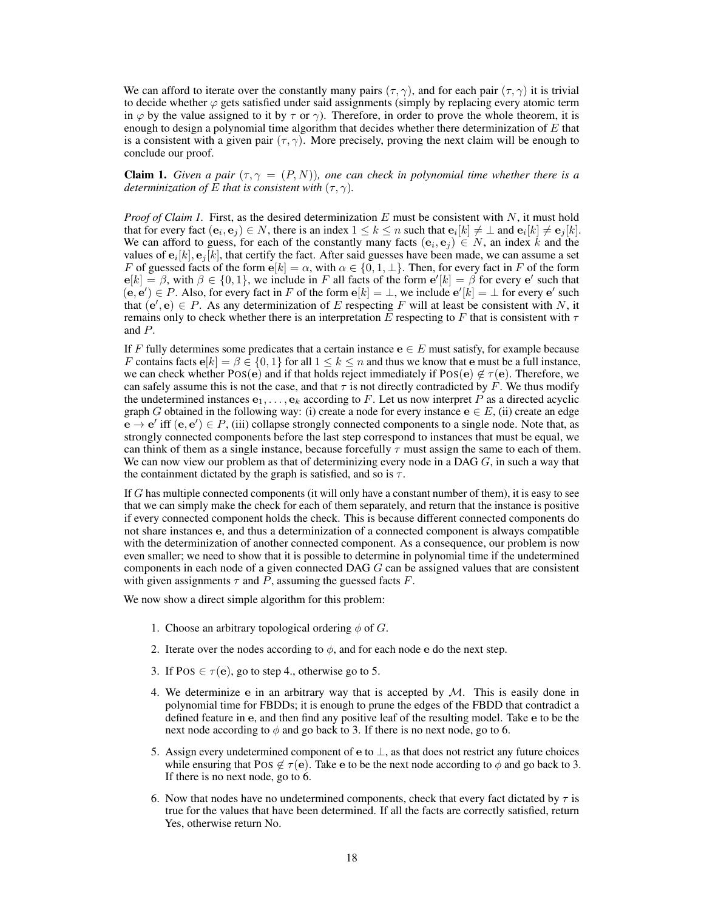We can afford to iterate over the constantly many pairs $(\tau, \gamma)$, and for each pair $(\tau, \gamma)$ it is trivial to decide whether $\varphi$ gets satisfied under said assignments (simply by replacing every atomic term in $\varphi$ by the value assigned to it by $\tau$ or $\gamma$). Therefore, in order to prove the whole theorem, it is enough to design a polynomial time algorithm that decides whether there determinization of $E$ that is a consistent with a given pair $(\tau, \gamma)$. More precisely, proving the next claim will be enough to conclude our proof.

**Claim 1.** *Given a pair $(\tau, \gamma = (P, N))$, one can check in polynomial time whether there is a determinization of $E$ that is consistent with $(\tau, \gamma)$.*

*Proof of Claim 1.* First, as the desired determinization $E$ must be consistent with $N$, it must hold that for every fact $(\mathbf{e}_i, \mathbf{e}_j) \in N$, there is an index $1 \leq k \leq n$ such that $\mathbf{e}_i[k] \neq \bot$ and $\mathbf{e}_i[k] \neq \mathbf{e}_j[k]$. We can afford to guess, for each of the constantly many facts $(\mathbf{e}_i, \mathbf{e}_j) \in N$, an index $k$ and the values of $\mathbf{e}_i[k], \mathbf{e}_j[k]$, that certify the fact. After said guesses have been made, we can assume a set $F$ of guessed facts of the form $\mathbf{e}[k] = \alpha$, with $\alpha \in \{0, 1, \bot\}$. Then, for every fact in $F$ of the form $\mathbf{e}[k] = \beta$, with $\beta \in \{0, 1\}$, we include in $F$ all facts of the form $\mathbf{e}'[k] = \beta$ for every $\mathbf{e}'$ such that $(\mathbf{e}, \mathbf{e}') \in P$. Also, for every fact in $F$ of the form $\mathbf{e}[k] = \bot$, we include $\mathbf{e}'[k] = \bot$ for every $\mathbf{e}'$ such that $(\mathbf{e}', \mathbf{e}) \in P$. As any determinization of $E$ respecting $F$ will at least be consistent with $N$, it remains only to check whether there is an interpretation $E$ respecting to $F$ that is consistent with $\tau$ and $P$.

If $F$ fully determines some predicates that a certain instance $\mathbf{e} \in E$ must satisfy, for example because $F$ contains facts $\mathbf{e}[k] = \beta \in \{0, 1\}$ for all $1 \leq k \leq n$ and thus we know that $\mathbf{e}$ must be a full instance, we can check whether $\text{Pos}(\mathbf{e})$ and if that holds reject immediately if $\text{Pos}(\mathbf{e}) \notin \tau(\mathbf{e})$. Therefore, we can safely assume this is not the case, and that $\tau$ is not directly contradicted by $F$. We thus modify the undetermined instances $\mathbf{e}_1, \ldots, \mathbf{e}_k$ according to $F$. Let us now interpret $P$ as a directed acyclic graph $G$ obtained in the following way: (i) create a node for every instance $\mathbf{e} \in E$, (ii) create an edge $\mathbf{e} \to \mathbf{e}'$ iff $(\mathbf{e}, \mathbf{e}') \in P$, (iii) collapse strongly connected components to a single node. Note that, as strongly connected components before the last step correspond to instances that must be equal, we can think of them as a single instance, because forcefully $\tau$ must assign the same to each of them. We can now view our problem as that of determinizing every node in a DAG $G$, in such a way that the containment dictated by the graph is satisfied, and so is $\tau$.

If $G$ has multiple connected components (it will only have a constant number of them), it is easy to see that we can simply make the check for each of them separately, and return that the instance is positive if every connected component holds the check. This is because different connected components do not share instances $\mathbf{e}$, and thus a determinization of a connected component is always compatible with the determinization of another connected component. As a consequence, our problem is now even smaller; we need to show that it is possible to determine in polynomial time if the undetermined components in each node of a given connected DAG $G$ can be assigned values that are consistent with given assignments $\tau$ and $P$, assuming the guessed facts $F$.

We now show a direct simple algorithm for this problem:

1. Choose an arbitrary topological ordering $\phi$ of $G$.
2. Iterate over the nodes according to $\phi$, and for each node $\mathbf{e}$ do the next step.
3. If $\text{Pos} \in \tau(\mathbf{e})$, go to step 4., otherwise go to 5.
4. We determinize $\mathbf{e}$ in an arbitrary way that is accepted by $\mathcal{M}$. This is easily done in polynomial time for FBDDs; it is enough to prune the edges of the FBDD that contradict a defined feature in $\mathbf{e}$, and then find any positive leaf of the resulting model. Take $\mathbf{e}$ to be the next node according to $\phi$ and go back to 3. If there is no next node, go to 6.
5. Assign every undetermined component of $\mathbf{e}$ to $\bot$, as that does not restrict any future choices while ensuring that $\text{Pos} \notin \tau(\mathbf{e})$. Take $\mathbf{e}$ to be the next node according to $\phi$ and go back to 3. If there is no next node, go to 6.
6. Now that nodes have no undetermined components, check that every fact dictated by $\tau$ is true for the values that have been determined. If all the facts are correctly satisfied, return Yes, otherwise return No.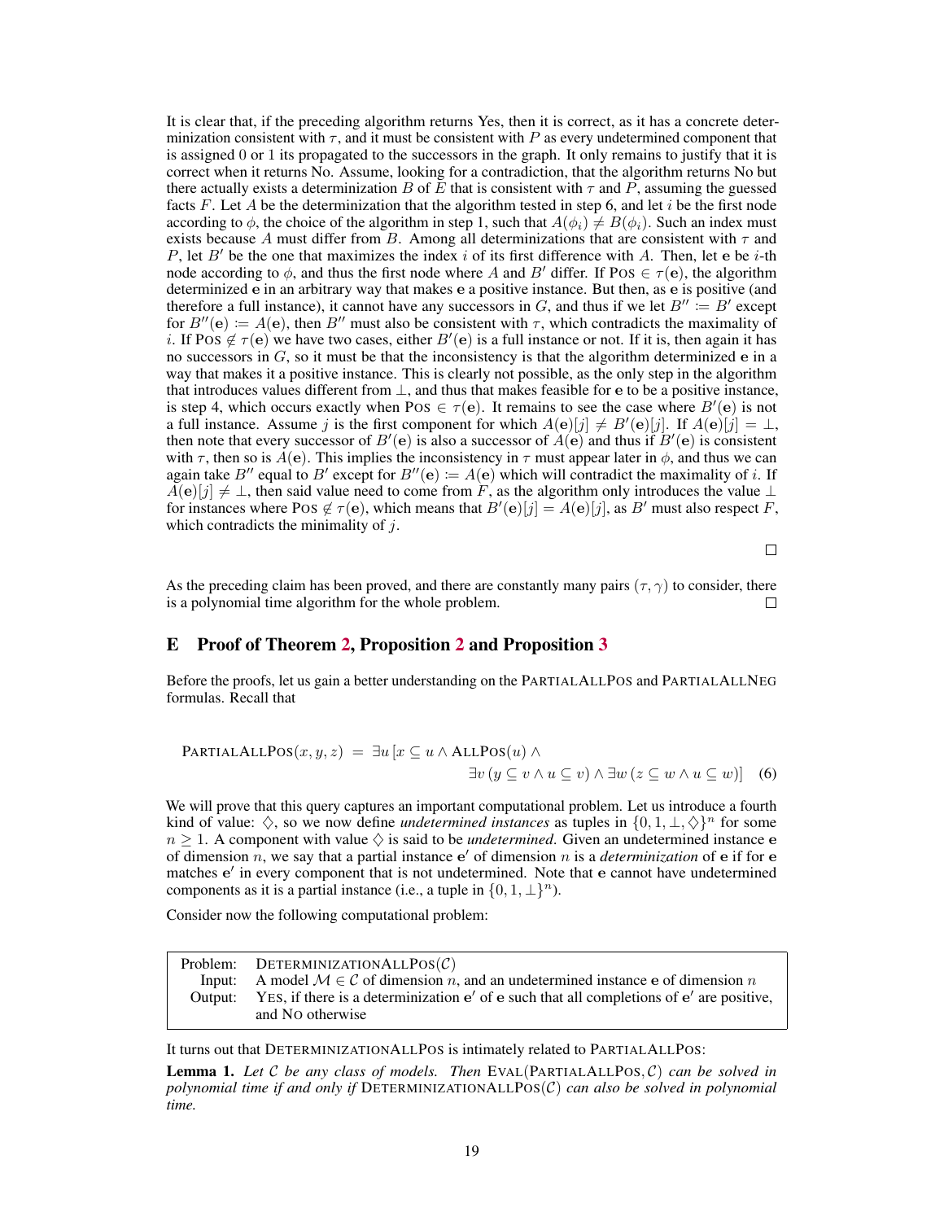It is clear that, if the preceding algorithm returns Yes, then it is correct, as it has a concrete determinization consistent with $\tau$, and it must be consistent with $P$ as every undetermined component that is assigned 0 or 1 its propagated to the successors in the graph. It only remains to justify that it is correct when it returns No. Assume, looking for a contradiction, that the algorithm returns No but there actually exists a determinization $B$ of $E$ that is consistent with $\tau$ and $P$, assuming the guessed facts $F$. Let $A$ be the determinization that the algorithm tested in step 6, and let $i$ be the first node according to $\phi$, the choice of the algorithm in step 1, such that $A(\phi_i) \neq B(\phi_i)$. Such an index must exists because $A$ must differ from $B$. Among all determinizations that are consistent with $\tau$ and $P$, let $B'$ be the one that maximizes the index $i$ of its first difference with $A$. Then, let $\mathbf{e}$ be $i$-th node according to $\phi$, and thus the first node where $A$ and $B'$ differ. If $\text{Pos} \in \tau(\mathbf{e})$, the algorithm determinized $\mathbf{e}$ in an arbitrary way that makes $\mathbf{e}$ a positive instance. But then, as $\mathbf{e}$ is positive (and therefore a full instance), it cannot have any successors in $G$, and thus if we let $B'' := B'$ except for $B''(\mathbf{e}) := A(\mathbf{e})$, then $B''$ must also be consistent with $\tau$, which contradicts the maximality of $i$. If $\text{Pos} \notin \tau(\mathbf{e})$ we have two cases, either $B'(\mathbf{e})$ is a full instance or not. If it is, then again it has no successors in $G$, so it must be that the inconsistency is that the algorithm determinized $\mathbf{e}$ in a way that makes it a positive instance. This is clearly not possible, as the only step in the algorithm that introduces values different from $\bot$, and thus that makes feasible for $\mathbf{e}$ to be a positive instance, is step 4, which occurs exactly when $\text{Pos} \in \tau(\mathbf{e})$. It remains to see the case where $B'(\mathbf{e})$ is not a full instance. Assume $j$ is the first component for which $A(\mathbf{e})[j] \neq B'(\mathbf{e})[j]$. If $A(\mathbf{e})[j] = \bot$, then note that every successor of $B'(\mathbf{e})$ is also a successor of $A(\mathbf{e})$ and thus if $B'(\mathbf{e})$ is consistent with $\tau$, then so is $A(\mathbf{e})$. This implies the inconsistency in $\tau$ must appear later in $\phi$, and thus we can again take $B''$ equal to $B'$ except for $B''(\mathbf{e}) := A(\mathbf{e})$ which will contradict the maximality of $i$. If $A(\mathbf{e})[j] \neq \bot$, then said value need to come from $F$, as the algorithm only introduces the value $\bot$ for instances where $\text{Pos} \notin \tau(\mathbf{e})$, which means that $B'(\mathbf{e})[j] = A(\mathbf{e})[j]$, as $B'$ must also respect $F$, which contradicts the minimality of $j$.

□

As the preceding claim has been proved, and there are constantly many pairs $(\tau, \gamma)$ to consider, there is a polynomial time algorithm for the whole problem. □

## E Proof of Theorem 2, Proposition 2 and Proposition 3

Before the proofs, let us gain a better understanding on the PARTIALALLPOS and PARTIALALLNEG formulas. Recall that

$$\text{PARTIALALLPOS}(x, y, z) = \exists u \, [x \subseteq u \wedge \text{ALLPOS}(u) \wedge \exists v \, (y \subseteq v \wedge u \subseteq v) \wedge \exists w \, (z \subseteq w \wedge u \subseteq w)] \quad (6)$$

We will prove that this query captures an important computational problem. Let us introduce a fourth kind of value: $\diamondsuit$, so we now define *undetermined instances* as tuples in $\{0, 1, \bot, \diamondsuit\}^n$ for some $n \geq 1$. A component with value $\diamondsuit$ is said to be *undetermined*. Given an undetermined instance $\mathbf{e}$ of dimension $n$, we say that a partial instance $\mathbf{e}'$ of dimension $n$ is a *determinization* of $\mathbf{e}$ if for $\mathbf{e}$ matches $\mathbf{e}'$ in every component that is not undetermined. Note that $\mathbf{e}$ cannot have undetermined components as it is a partial instance (i.e., a tuple in $\{0, 1, \bot\}^n$).

Consider now the following computational problem:

| | |
|---|---|
| Problem: | DETERMINIZATIONALLPOS($\mathcal{C}$) |
| Input: | A model $\mathcal{M} \in \mathcal{C}$ of dimension $n$, and an undetermined instance $\mathbf{e}$ of dimension $n$ |
| Output: | YES, if there is a determinization $\mathbf{e}'$ of $\mathbf{e}$ such that all completions of $\mathbf{e}'$ are positive, and NO otherwise |

It turns out that DETERMINIZATIONALLPOS is intimately related to PARTIALALLPOS:

**Lemma 1.** *Let $\mathcal{C}$ be any class of models. Then* EVAL(PARTIALALLPOS, $\mathcal{C}$) *can be solved in polynomial time if and only if* DETERMINIZATIONALLPOS($\mathcal{C}$) *can also be solved in polynomial time.*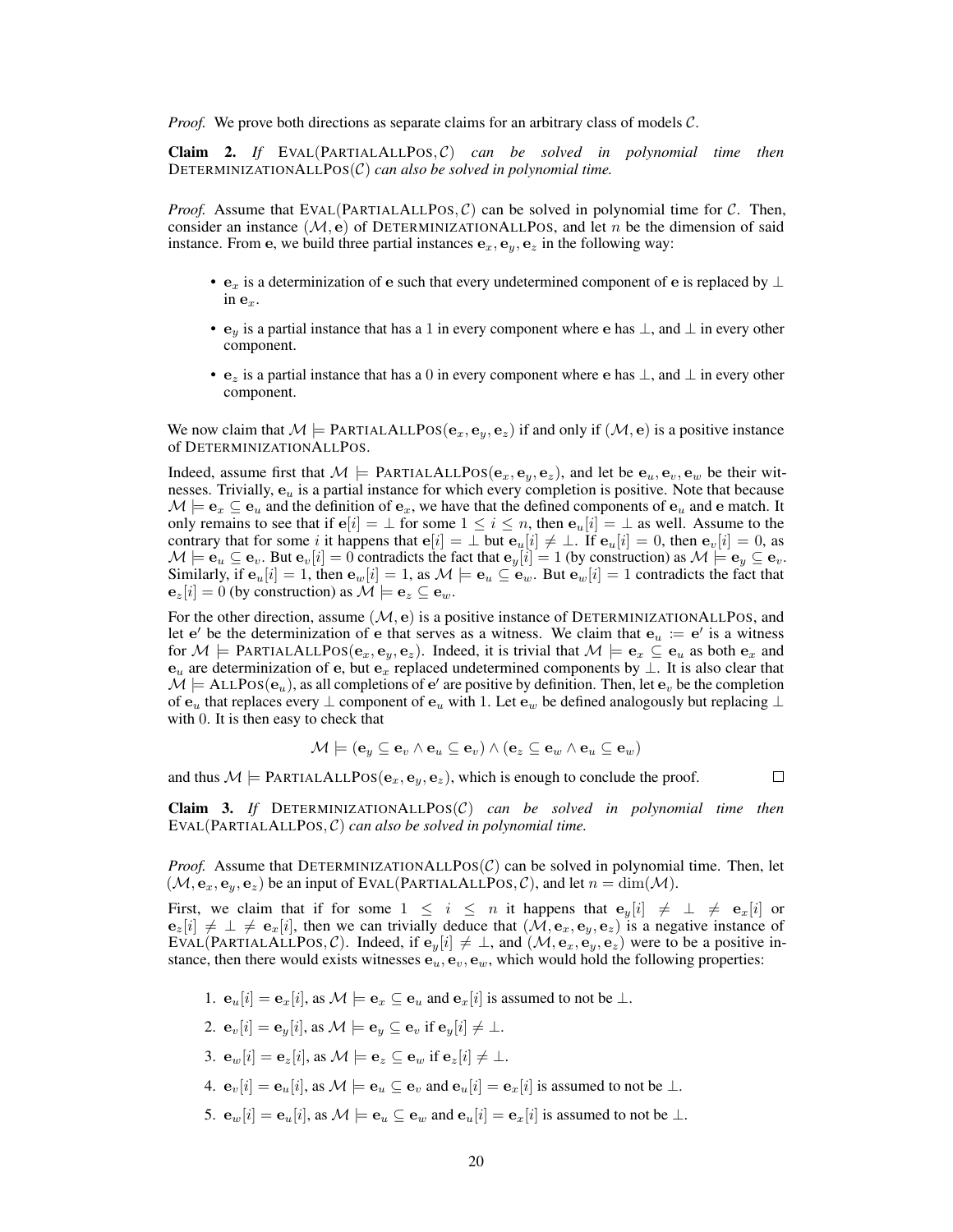*Proof.* We prove both directions as separate claims for an arbitrary class of models $\mathcal{C}$.

**Claim 2.** *If* EVAL(PARTIALALLPOS, $\mathcal{C}$) *can be solved in polynomial time then* DETERMINIZATIONALLPOS($\mathcal{C}$) *can also be solved in polynomial time.*

*Proof.* Assume that EVAL(PARTIALALLPOS, $\mathcal{C}$) can be solved in polynomial time for $\mathcal{C}$. Then, consider an instance $(\mathcal{M}, \mathbf{e})$ of DETERMINIZATIONALLPOS, and let $n$ be the dimension of said instance. From $\mathbf{e}$, we build three partial instances $\mathbf{e}_x, \mathbf{e}_y, \mathbf{e}_z$ in the following way:

- $\mathbf{e}_x$ is a determinization of $\mathbf{e}$ such that every undetermined component of $\mathbf{e}$ is replaced by $\perp$ in $\mathbf{e}_x$.
- $\mathbf{e}_y$ is a partial instance that has a 1 in every component where $\mathbf{e}$ has $\perp$, and $\perp$ in every other component.
- $\mathbf{e}_z$ is a partial instance that has a 0 in every component where $\mathbf{e}$ has $\perp$, and $\perp$ in every other component.

We now claim that $\mathcal{M} \models \text{PARTIALALLPOS}(\mathbf{e}_x, \mathbf{e}_y, \mathbf{e}_z)$ if and only if $(\mathcal{M}, \mathbf{e})$ is a positive instance of DETERMINIZATIONALLPOS.

Indeed, assume first that $\mathcal{M} \models \text{PARTIALALLPOS}(\mathbf{e}_x, \mathbf{e}_y, \mathbf{e}_z)$, and let be $\mathbf{e}_u, \mathbf{e}_v, \mathbf{e}_w$ be their witnesses. Trivially, $\mathbf{e}_u$ is a partial instance for which every completion is positive. Note that because $\mathcal{M} \models \mathbf{e}_x \subseteq \mathbf{e}_u$ and the definition of $\mathbf{e}_x$, we have that the defined components of $\mathbf{e}_u$ and $\mathbf{e}$ match. It only remains to see that if $\mathbf{e}[i] = \perp$ for some $1 \leq i \leq n$, then $\mathbf{e}_u[i] = \perp$ as well. Assume to the contrary that for some $i$ it happens that $\mathbf{e}[i] = \perp$ but $\mathbf{e}_u[i] \neq \perp$. If $\mathbf{e}_u[i] = 0$, then $\mathbf{e}_v[i] = 0$, as $\mathcal{M} \models \mathbf{e}_u \subseteq \mathbf{e}_v$. But $\mathbf{e}_v[i] = 0$ contradicts the fact that $\mathbf{e}_y[i] = 1$ (by construction) as $\mathcal{M} \models \mathbf{e}_y \subseteq \mathbf{e}_v$. Similarly, if $\mathbf{e}_u[i] = 1$, then $\mathbf{e}_w[i] = 1$, as $\mathcal{M} \models \mathbf{e}_u \subseteq \mathbf{e}_w$. But $\mathbf{e}_w[i] = 1$ contradicts the fact that $\mathbf{e}_z[i] = 0$ (by construction) as $\mathcal{M} \models \mathbf{e}_z \subseteq \mathbf{e}_w$.

For the other direction, assume $(\mathcal{M}, \mathbf{e})$ is a positive instance of DETERMINIZATIONALLPOS, and let $\mathbf{e}'$ be the determinization of $\mathbf{e}$ that serves as a witness. We claim that $\mathbf{e}_u := \mathbf{e}'$ is a witness for $\mathcal{M} \models \text{PARTIALALLPOS}(\mathbf{e}_x, \mathbf{e}_y, \mathbf{e}_z)$. Indeed, it is trivial that $\mathcal{M} \models \mathbf{e}_x \subseteq \mathbf{e}_u$ as both $\mathbf{e}_x$ and $\mathbf{e}_u$ are determinization of $\mathbf{e}$, but $\mathbf{e}_x$ replaced undetermined components by $\perp$. It is also clear that $\mathcal{M} \models \text{ALLPOS}(\mathbf{e}_u)$, as all completions of $\mathbf{e}'$ are positive by definition. Then, let $\mathbf{e}_v$ be the completion of $\mathbf{e}_u$ that replaces every $\perp$ component of $\mathbf{e}_u$ with 1. Let $\mathbf{e}_w$ be defined analogously but replacing $\perp$ with 0. It is then easy to check that

$$\mathcal{M} \models (\mathbf{e}_y \subseteq \mathbf{e}_v \land \mathbf{e}_u \subseteq \mathbf{e}_v) \land (\mathbf{e}_z \subseteq \mathbf{e}_w \land \mathbf{e}_u \subseteq \mathbf{e}_w)$$

and thus $\mathcal{M} \models \text{PARTIALALLPOS}(\mathbf{e}_x, \mathbf{e}_y, \mathbf{e}_z)$, which is enough to conclude the proof. ◻

**Claim 3.** *If* DETERMINIZATIONALLPOS($\mathcal{C}$) *can be solved in polynomial time then* EVAL(PARTIALALLPOS, $\mathcal{C}$) *can also be solved in polynomial time.*

*Proof.* Assume that DETERMINIZATIONALLPOS($\mathcal{C}$) can be solved in polynomial time. Then, let $(\mathcal{M}, \mathbf{e}_x, \mathbf{e}_y, \mathbf{e}_z)$ be an input of EVAL(PARTIALALLPOS, $\mathcal{C}$), and let $n = \dim(\mathcal{M})$.

First, we claim that if for some $1 \leq i \leq n$ it happens that $\mathbf{e}_y[i] \neq \perp \neq \mathbf{e}_x[i]$ or $\mathbf{e}_z[i] \neq \perp \neq \mathbf{e}_x[i]$, then we can trivially deduce that $(\mathcal{M}, \mathbf{e}_x, \mathbf{e}_y, \mathbf{e}_z)$ is a negative instance of EVAL(PARTIALALLPOS, $\mathcal{C}$). Indeed, if $\mathbf{e}_y[i] \neq \perp$, and $(\mathcal{M}, \mathbf{e}_x, \mathbf{e}_y, \mathbf{e}_z)$ were to be a positive instance, then there would exists witnesses $\mathbf{e}_u, \mathbf{e}_v, \mathbf{e}_w$, which would hold the following properties:

1. $\mathbf{e}_u[i] = \mathbf{e}_x[i]$, as $\mathcal{M} \models \mathbf{e}_x \subseteq \mathbf{e}_u$ and $\mathbf{e}_x[i]$ is assumed to not be $\perp$.
2. $\mathbf{e}_v[i] = \mathbf{e}_y[i]$, as $\mathcal{M} \models \mathbf{e}_y \subseteq \mathbf{e}_v$ if $\mathbf{e}_y[i] \neq \perp$.
3. $\mathbf{e}_w[i] = \mathbf{e}_z[i]$, as $\mathcal{M} \models \mathbf{e}_z \subseteq \mathbf{e}_w$ if $\mathbf{e}_z[i] \neq \perp$.
4. $\mathbf{e}_v[i] = \mathbf{e}_u[i]$, as $\mathcal{M} \models \mathbf{e}_u \subseteq \mathbf{e}_v$ and $\mathbf{e}_u[i] = \mathbf{e}_x[i]$ is assumed to not be $\perp$.
5. $\mathbf{e}_w[i] = \mathbf{e}_u[i]$, as $\mathcal{M} \models \mathbf{e}_u \subseteq \mathbf{e}_w$ and $\mathbf{e}_u[i] = \mathbf{e}_x[i]$ is assumed to not be $\perp$.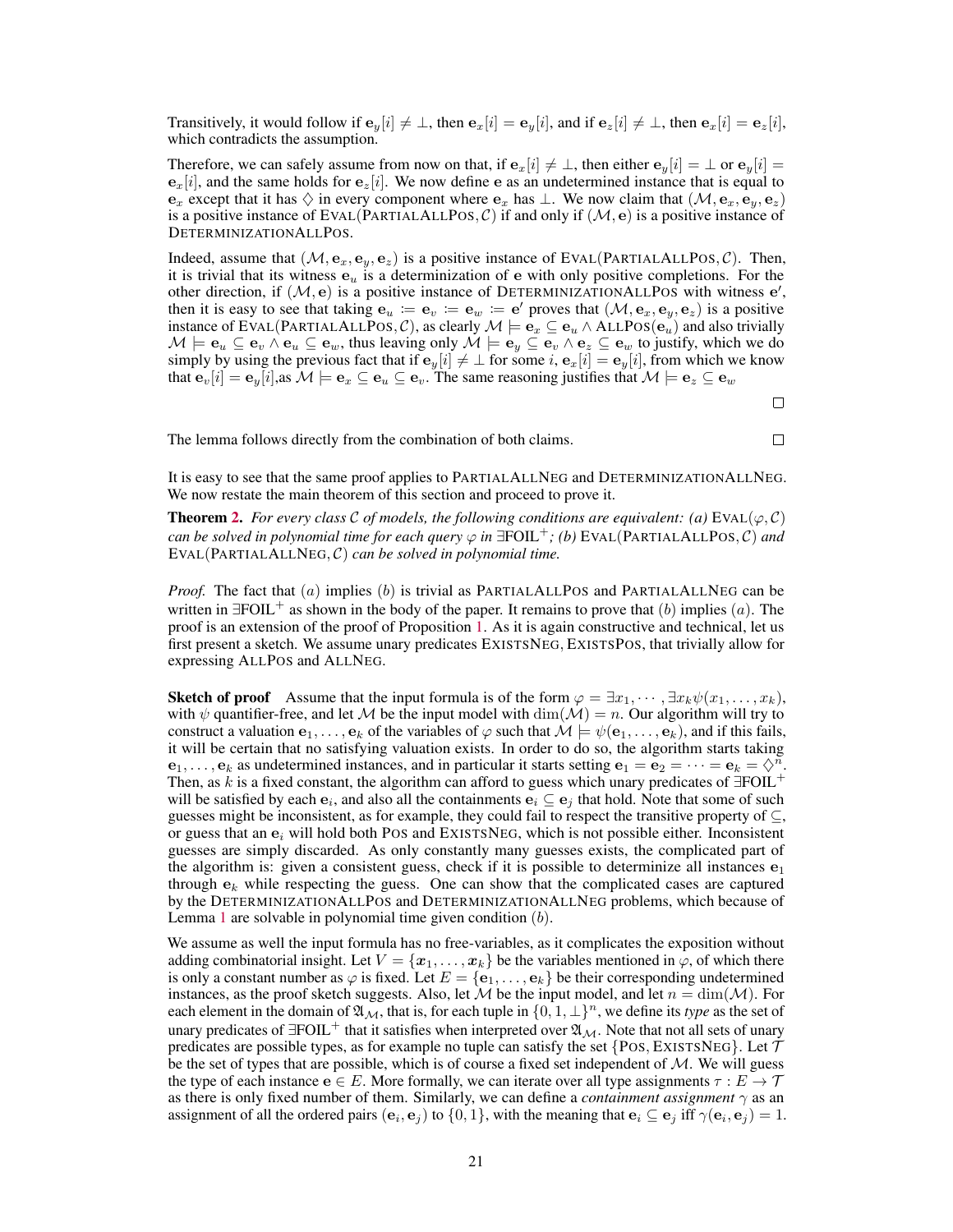Transitively, it would follow if $\mathbf{e}_y[i] \neq \bot$, then $\mathbf{e}_x[i] = \mathbf{e}_y[i]$, and if $\mathbf{e}_z[i] \neq \bot$, then $\mathbf{e}_x[i] = \mathbf{e}_z[i]$, which contradicts the assumption.

Therefore, we can safely assume from now on that, if $\mathbf{e}_x[i] \neq \bot$, then either $\mathbf{e}_y[i] = \bot$ or $\mathbf{e}_y[i] = \mathbf{e}_x[i]$, and the same holds for $\mathbf{e}_z[i]$. We now define $\mathbf{e}$ as an undetermined instance that is equal to $\mathbf{e}_x$ except that it has $\Diamond$ in every component where $\mathbf{e}_x$ has $\bot$. We now claim that $(\mathcal{M}, \mathbf{e}_x, \mathbf{e}_y, \mathbf{e}_z)$ is a positive instance of $\text{EVAL}(\text{PARTIALALLPOS}, \mathcal{C})$ if and only if $(\mathcal{M}, \mathbf{e})$ is a positive instance of DETERMINIZATIONALLPOS.

Indeed, assume that $(\mathcal{M}, \mathbf{e}_x, \mathbf{e}_y, \mathbf{e}_z)$ is a positive instance of $\text{EVAL}(\text{PARTIALALLPOS}, \mathcal{C})$. Then, it is trivial that its witness $\mathbf{e}_u$ is a determinization of $\mathbf{e}$ with only positive completions. For the other direction, if $(\mathcal{M}, \mathbf{e})$ is a positive instance of DETERMINIZATIONALLPOS with witness $\mathbf{e}'$, then it is easy to see that taking $\mathbf{e}_u := \mathbf{e}_v := \mathbf{e}_w := \mathbf{e}'$ proves that $(\mathcal{M}, \mathbf{e}_x, \mathbf{e}_y, \mathbf{e}_z)$ is a positive instance of $\text{EVAL}(\text{PARTIALALLPOS}, \mathcal{C})$, as clearly $\mathcal{M} \models \mathbf{e}_x \subseteq \mathbf{e}_u \wedge \text{ALLPOS}(\mathbf{e}_u)$ and also trivially $\mathcal{M} \models \mathbf{e}_u \subseteq \mathbf{e}_v \wedge \mathbf{e}_u \subseteq \mathbf{e}_w$, thus leaving only $\mathcal{M} \models \mathbf{e}_y \subseteq \mathbf{e}_v \wedge \mathbf{e}_z \subseteq \mathbf{e}_w$ to justify, which we do simply by using the previous fact that if $\mathbf{e}_y[i] \neq \bot$ for some $i$, $\mathbf{e}_x[i] = \mathbf{e}_y[i]$, from which we know that $\mathbf{e}_v[i] = \mathbf{e}_y[i]$,as $\mathcal{M} \models \mathbf{e}_x \subseteq \mathbf{e}_u \subseteq \mathbf{e}_v$. The same reasoning justifies that $\mathcal{M} \models \mathbf{e}_z \subseteq \mathbf{e}_w$

□

The lemma follows directly from the combination of both claims. □

It is easy to see that the same proof applies to PARTIALALLNEG and DETERMINIZATIONALLNEG. We now restate the main theorem of this section and proceed to prove it.

**Theorem 2.** *For every class $\mathcal{C}$ of models, the following conditions are equivalent: (a) $\text{EVAL}(\varphi, \mathcal{C})$ can be solved in polynomial time for each query $\varphi$ in $\exists\text{FOIL}^+$; (b) $\text{EVAL}(\text{PARTIALALLPOS}, \mathcal{C})$ and $\text{EVAL}(\text{PARTIALALLNEG}, \mathcal{C})$ can be solved in polynomial time.*

*Proof.* The fact that $(a)$ implies $(b)$ is trivial as PARTIALALLPOS and PARTIALALLNEG can be written in $\exists\text{FOIL}^+$ as shown in the body of the paper. It remains to prove that $(b)$ implies $(a)$. The proof is an extension of the proof of Proposition 1. As it is again constructive and technical, let us first present a sketch. We assume unary predicates EXISTSNEG, EXISTSPOS, that trivially allow for expressing ALLPOS and ALLNEG.

**Sketch of proof** Assume that the input formula is of the form $\varphi = \exists x_1, \cdots, \exists x_k \psi(x_1, \ldots, x_k)$, with $\psi$ quantifier-free, and let $\mathcal{M}$ be the input model with $\dim(\mathcal{M}) = n$. Our algorithm will try to construct a valuation $\mathbf{e}_1, \ldots, \mathbf{e}_k$ of the variables of $\varphi$ such that $\mathcal{M} \models \psi(\mathbf{e}_1, \ldots, \mathbf{e}_k)$, and if this fails, it will be certain that no satisfying valuation exists. In order to do so, the algorithm starts taking $\mathbf{e}_1, \ldots, \mathbf{e}_k$ as undetermined instances, and in particular it starts setting $\mathbf{e}_1 = \mathbf{e}_2 = \cdots = \mathbf{e}_k = \Diamond^n$. Then, as $k$ is a fixed constant, the algorithm can afford to guess which unary predicates of $\exists\text{FOIL}^+$ will be satisfied by each $\mathbf{e}_i$, and also all the containments $\mathbf{e}_i \subseteq \mathbf{e}_j$ that hold. Note that some of such guesses might be inconsistent, as for example, they could fail to respect the transitive property of $\subseteq$, or guess that an $\mathbf{e}_i$ will hold both POS and EXISTSNEG, which is not possible either. Inconsistent guesses are simply discarded. As only constantly many guesses exists, the complicated part of the algorithm is: given a consistent guess, check if it is possible to determinize all instances $\mathbf{e}_1$ through $\mathbf{e}_k$ while respecting the guess. One can show that the complicated cases are captured by the DETERMINIZATIONALLPOS and DETERMINIZATIONALLNEG problems, which because of Lemma 1 are solvable in polynomial time given condition $(b)$.

We assume as well the input formula has no free-variables, as it complicates the exposition without adding combinatorial insight. Let $V = \{\boldsymbol{x}_1, \ldots, \boldsymbol{x}_k\}$ be the variables mentioned in $\varphi$, of which there is only a constant number as $\varphi$ is fixed. Let $E = \{\mathbf{e}_1, \ldots, \mathbf{e}_k\}$ be their corresponding undetermined instances, as the proof sketch suggests. Also, let $\mathcal{M}$ be the input model, and let $n = \dim(\mathcal{M})$. For each element in the domain of $\mathfrak{A}_{\mathcal{M}}$, that is, for each tuple in $\{0, 1, \bot\}^n$, we define its *type* as the set of unary predicates of $\exists\text{FOIL}^+$ that it satisfies when interpreted over $\mathfrak{A}_{\mathcal{M}}$. Note that not all sets of unary predicates are possible types, as for example no tuple can satisfy the set $\{\text{POS}, \text{EXISTSNEG}\}$. Let $\mathcal{T}$ be the set of types that are possible, which is of course a fixed set independent of $\mathcal{M}$. We will guess the type of each instance $\mathbf{e} \in E$. More formally, we can iterate over all type assignments $\tau : E \to \mathcal{T}$ as there is only fixed number of them. Similarly, we can define a *containment assignment* $\gamma$ as an assignment of all the ordered pairs $(\mathbf{e}_i, \mathbf{e}_j)$ to $\{0, 1\}$, with the meaning that $\mathbf{e}_i \subseteq \mathbf{e}_j$ iff $\gamma(\mathbf{e}_i, \mathbf{e}_j) = 1$.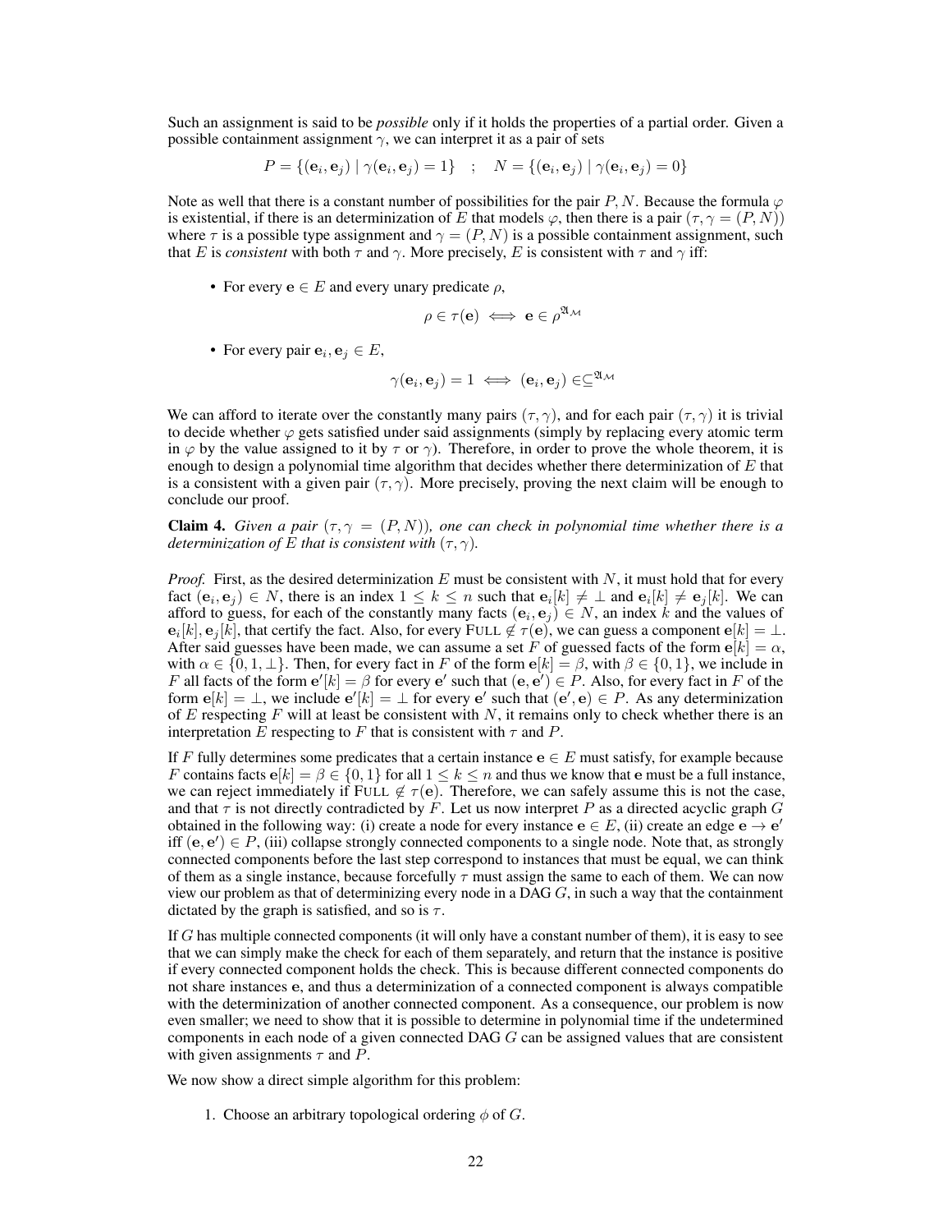Such an assignment is said to be *possible* only if it holds the properties of a partial order. Given a possible containment assignment $\gamma$, we can interpret it as a pair of sets

$$P = \{(\mathbf{e}_i, \mathbf{e}_j) \mid \gamma(\mathbf{e}_i, \mathbf{e}_j) = 1\} \quad ; \quad N = \{(\mathbf{e}_i, \mathbf{e}_j) \mid \gamma(\mathbf{e}_i, \mathbf{e}_j) = 0\}$$

Note as well that there is a constant number of possibilities for the pair $P, N$. Because the formula $\varphi$ is existential, if there is an determinization of $E$ that models $\varphi$, then there is a pair $(\tau, \gamma = (P, N))$ where $\tau$ is a possible type assignment and $\gamma = (P, N)$ is a possible containment assignment, such that $E$ is *consistent* with both $\tau$ and $\gamma$. More precisely, $E$ is consistent with $\tau$ and $\gamma$ iff:

- For every $\mathbf{e} \in E$ and every unary predicate $\rho$,

$$\rho \in \tau(\mathbf{e}) \iff \mathbf{e} \in \rho^{\mathfrak{A}_\mathcal{M}}$$

- For every pair $\mathbf{e}_i, \mathbf{e}_j \in E$,

$$\gamma(\mathbf{e}_i, \mathbf{e}_j) = 1 \iff (\mathbf{e}_i, \mathbf{e}_j) \in \subseteq^{\mathfrak{A}_\mathcal{M}}$$

We can afford to iterate over the constantly many pairs $(\tau, \gamma)$, and for each pair $(\tau, \gamma)$ it is trivial to decide whether $\varphi$ gets satisfied under said assignments (simply by replacing every atomic term in $\varphi$ by the value assigned to it by $\tau$ or $\gamma$). Therefore, in order to prove the whole theorem, it is enough to design a polynomial time algorithm that decides whether there determinization of $E$ that is a consistent with a given pair $(\tau, \gamma)$. More precisely, proving the next claim will be enough to conclude our proof.

**Claim 4.** *Given a pair $(\tau, \gamma = (P, N))$, one can check in polynomial time whether there is a determinization of $E$ that is consistent with $(\tau, \gamma)$.*

*Proof.* First, as the desired determinization $E$ must be consistent with $N$, it must hold that for every fact $(\mathbf{e}_i, \mathbf{e}_j) \in N$, there is an index $1 \leq k \leq n$ such that $\mathbf{e}_i[k] \neq \bot$ and $\mathbf{e}_i[k] \neq \mathbf{e}_j[k]$. We can afford to guess, for each of the constantly many facts $(\mathbf{e}_i, \mathbf{e}_j) \in N$, an index $k$ and the values of $\mathbf{e}_i[k], \mathbf{e}_j[k]$, that certify the fact. Also, for every FULL $\notin \tau(\mathbf{e})$, we can guess a component $\mathbf{e}[k] = \bot$. After said guesses have been made, we can assume a set $F$ of guessed facts of the form $\mathbf{e}[k] = \alpha$, with $\alpha \in \{0, 1, \bot\}$. Then, for every fact in $F$ of the form $\mathbf{e}[k] = \beta$, with $\beta \in \{0, 1\}$, we include in $F$ all facts of the form $\mathbf{e}'[k] = \beta$ for every $\mathbf{e}'$ such that $(\mathbf{e}, \mathbf{e}') \in P$. Also, for every fact in $F$ of the form $\mathbf{e}[k] = \bot$, we include $\mathbf{e}'[k] = \bot$ for every $\mathbf{e}'$ such that $(\mathbf{e}', \mathbf{e}) \in P$. As any determinization of $E$ respecting $F$ will at least be consistent with $N$, it remains only to check whether there is an interpretation $E$ respecting to $F$ that is consistent with $\tau$ and $P$.

If $F$ fully determines some predicates that a certain instance $\mathbf{e} \in E$ must satisfy, for example because $F$ contains facts $\mathbf{e}[k] = \beta \in \{0, 1\}$ for all $1 \leq k \leq n$ and thus we know that $\mathbf{e}$ must be a full instance, we can reject immediately if FULL $\notin \tau(\mathbf{e})$. Therefore, we can safely assume this is not the case, and that $\tau$ is not directly contradicted by $F$. Let us now interpret $P$ as a directed acyclic graph $G$ obtained in the following way: (i) create a node for every instance $\mathbf{e} \in E$, (ii) create an edge $\mathbf{e} \to \mathbf{e}'$ iff $(\mathbf{e}, \mathbf{e}') \in P$, (iii) collapse strongly connected components to a single node. Note that, as strongly connected components before the last step correspond to instances that must be equal, we can think of them as a single instance, because forcefully $\tau$ must assign the same to each of them. We can now view our problem as that of determinizing every node in a DAG $G$, in such a way that the containment dictated by the graph is satisfied, and so is $\tau$.

If $G$ has multiple connected components (it will only have a constant number of them), it is easy to see that we can simply make the check for each of them separately, and return that the instance is positive if every connected component holds the check. This is because different connected components do not share instances $\mathbf{e}$, and thus a determinization of a connected component is always compatible with the determinization of another connected component. As a consequence, our problem is now even smaller; we need to show that it is possible to determine in polynomial time if the undetermined components in each node of a given connected DAG $G$ can be assigned values that are consistent with given assignments $\tau$ and $P$.

We now show a direct simple algorithm for this problem:

1. Choose an arbitrary topological ordering $\phi$ of $G$.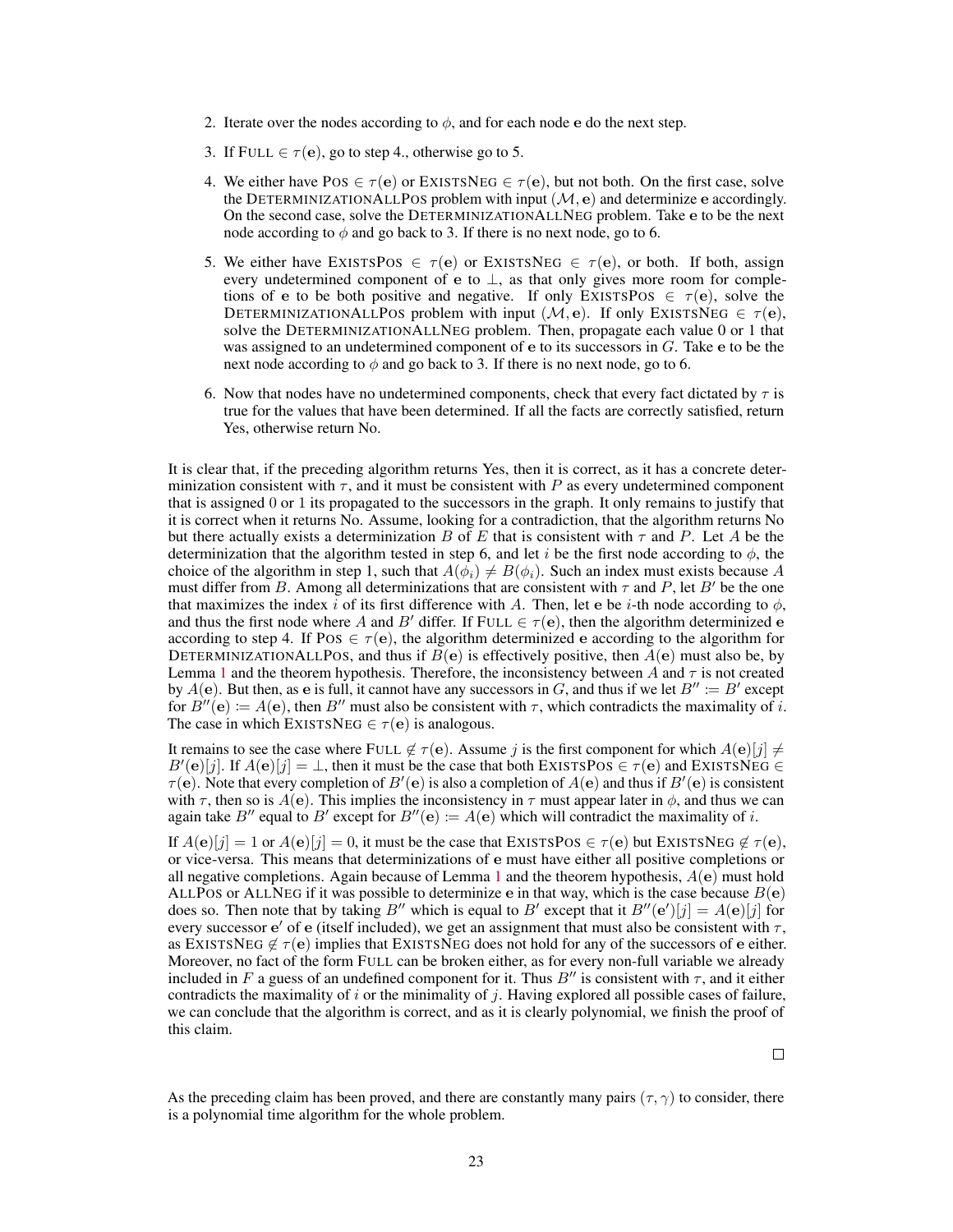2. Iterate over the nodes according to $\phi$, and for each node $\mathbf{e}$ do the next step.

3. If FULL $\in \tau(\mathbf{e})$, go to step 4., otherwise go to 5.

4. We either have POS $\in \tau(\mathbf{e})$ or EXISTSNEG $\in \tau(\mathbf{e})$, but not both. On the first case, solve the DETERMINIZATIONALLPOS problem with input $(\mathcal{M}, \mathbf{e})$ and determinize $\mathbf{e}$ accordingly. On the second case, solve the DETERMINIZATIONALLNEG problem. Take $\mathbf{e}$ to be the next node according to $\phi$ and go back to 3. If there is no next node, go to 6.

5. We either have EXISTSPOS $\in \tau(\mathbf{e})$ or EXISTSNEG $\in \tau(\mathbf{e})$, or both. If both, assign every undetermined component of $\mathbf{e}$ to $\perp$, as that only gives more room for completions of $\mathbf{e}$ to be both positive and negative. If only EXISTSPOS $\in \tau(\mathbf{e})$, solve the DETERMINIZATIONALLPOS problem with input $(\mathcal{M}, \mathbf{e})$. If only EXISTSNEG $\in \tau(\mathbf{e})$, solve the DETERMINIZATIONALLNEG problem. Then, propagate each value 0 or 1 that was assigned to an undetermined component of $\mathbf{e}$ to its successors in $G$. Take $\mathbf{e}$ to be the next node according to $\phi$ and go back to 3. If there is no next node, go to 6.

6. Now that nodes have no undetermined components, check that every fact dictated by $\tau$ is true for the values that have been determined. If all the facts are correctly satisfied, return Yes, otherwise return No.

It is clear that, if the preceding algorithm returns Yes, then it is correct, as it has a concrete determinization consistent with $\tau$, and it must be consistent with $P$ as every undetermined component that is assigned 0 or 1 its propagated to the successors in the graph. It only remains to justify that it is correct when it returns No. Assume, looking for a contradiction, that the algorithm returns No but there actually exists a determinization $B$ of $E$ that is consistent with $\tau$ and $P$. Let $A$ be the determinization that the algorithm tested in step 6, and let $i$ be the first node according to $\phi$, the choice of the algorithm in step 1, such that $A(\phi_i) \neq B(\phi_i)$. Such an index must exists because $A$ must differ from $B$. Among all determinizations that are consistent with $\tau$ and $P$, let $B'$ be the one that maximizes the index $i$ of its first difference with $A$. Then, let $\mathbf{e}$ be $i$-th node according to $\phi$, and thus the first node where $A$ and $B'$ differ. If FULL $\in \tau(\mathbf{e})$, then the algorithm determinized $\mathbf{e}$ according to step 4. If POS $\in \tau(\mathbf{e})$, the algorithm determinized $\mathbf{e}$ according to the algorithm for DETERMINIZATIONALLPOS, and thus if $B(\mathbf{e})$ is effectively positive, then $A(\mathbf{e})$ must also be, by Lemma 1 and the theorem hypothesis. Therefore, the inconsistency between $A$ and $\tau$ is not created by $A(\mathbf{e})$. But then, as $\mathbf{e}$ is full, it cannot have any successors in $G$, and thus if we let $B'' := B'$ except for $B''(\mathbf{e}) := A(\mathbf{e})$, then $B''$ must also be consistent with $\tau$, which contradicts the maximality of $i$. The case in which EXISTSNEG $\in \tau(\mathbf{e})$ is analogous.

It remains to see the case where FULL $\notin \tau(\mathbf{e})$. Assume $j$ is the first component for which $A(\mathbf{e})[j] \neq B'(\mathbf{e})[j]$. If $A(\mathbf{e})[j] = \perp$, then it must be the case that both EXISTSPOS $\in \tau(\mathbf{e})$ and EXISTSNEG $\in \tau(\mathbf{e})$. Note that every completion of $B'(\mathbf{e})$ is also a completion of $A(\mathbf{e})$ and thus if $B'(\mathbf{e})$ is consistent with $\tau$, then so is $A(\mathbf{e})$. This implies the inconsistency in $\tau$ must appear later in $\phi$, and thus we can again take $B''$ equal to $B'$ except for $B''(\mathbf{e}) := A(\mathbf{e})$ which will contradict the maximality of $i$.

If $A(\mathbf{e})[j] = 1$ or $A(\mathbf{e})[j] = 0$, it must be the case that EXISTSPOS $\in \tau(\mathbf{e})$ but EXISTSNEG $\notin \tau(\mathbf{e})$, or vice-versa. This means that determinizations of $\mathbf{e}$ must have either all positive completions or all negative completions. Again because of Lemma 1 and the theorem hypothesis, $A(\mathbf{e})$ must hold ALLPOS or ALLNEG if it was possible to determinize $\mathbf{e}$ in that way, which is the case because $B(\mathbf{e})$ does so. Then note that by taking $B''$ which is equal to $B'$ except that it $B''(\mathbf{e}')[j] = A(\mathbf{e})[j]$ for every successor $\mathbf{e}'$ of $\mathbf{e}$ (itself included), we get an assignment that must also be consistent with $\tau$, as EXISTSNEG $\notin \tau(\mathbf{e})$ implies that EXISTSNEG does not hold for any of the successors of $\mathbf{e}$ either. Moreover, no fact of the form FULL can be broken either, as for every non-full variable we already included in $F$ a guess of an undefined component for it. Thus $B''$ is consistent with $\tau$, and it either contradicts the maximality of $i$ or the minimality of $j$. Having explored all possible cases of failure, we can conclude that the algorithm is correct, and as it is clearly polynomial, we finish the proof of this claim.

□

As the preceding claim has been proved, and there are constantly many pairs $(\tau, \gamma)$ to consider, there is a polynomial time algorithm for the whole problem.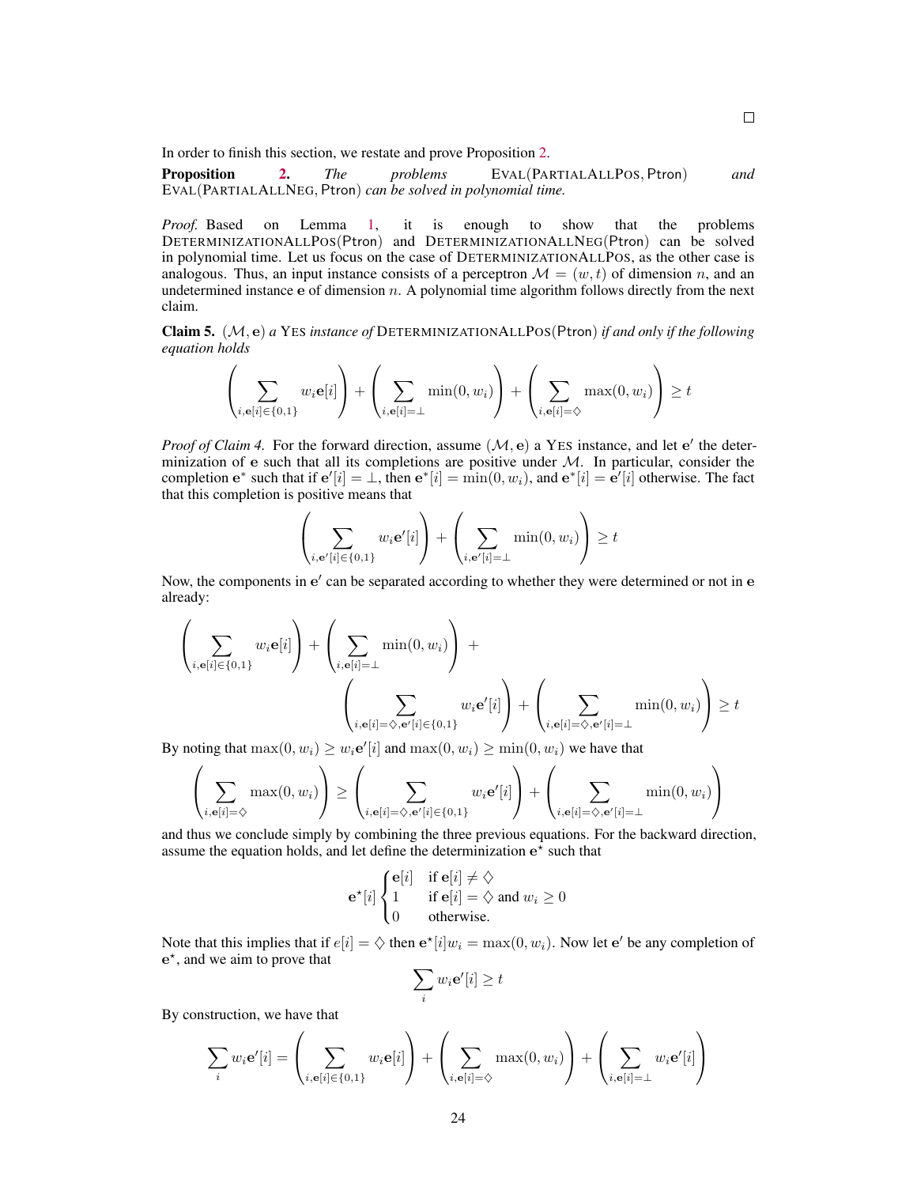□

In order to finish this section, we restate and prove Proposition 2.

**Proposition 2.** *The problems* $\text{EVAL}(\text{PARTIALALLPOS}, \mathsf{Ptron})$ *and* $\text{EVAL}(\text{PARTIALALLNEG}, \mathsf{Ptron})$ *can be solved in polynomial time.*

*Proof.* Based on Lemma 1, it is enough to show that the problems $\text{DETERMINIZATIONALLPOS}(\mathsf{Ptron})$ and $\text{DETERMINIZATIONALLNEG}(\mathsf{Ptron})$ can be solved in polynomial time. Let us focus on the case of DETERMINIZATIONALLPOS, as the other case is analogous. Thus, an input instance consists of a perceptron $\mathcal{M} = (w, t)$ of dimension $n$, and an undetermined instance $\mathbf{e}$ of dimension $n$. A polynomial time algorithm follows directly from the next claim.

**Claim 5.** *$(\mathcal{M}, \mathbf{e})$ a* YES *instance of* $\text{DETERMINIZATIONALLPOS}(\mathsf{Ptron})$ *if and only if the following equation holds*

$$\left(\sum_{i,\mathbf{e}[i]\in\{0,1\}} w_i\mathbf{e}[i]\right) + \left(\sum_{i,\mathbf{e}[i]=\bot} \min(0, w_i)\right) + \left(\sum_{i,\mathbf{e}[i]=\diamondsuit} \max(0, w_i)\right) \geq t$$

*Proof of Claim 4.* For the forward direction, assume $(\mathcal{M}, \mathbf{e})$ a YES instance, and let $\mathbf{e}'$ the determinization of $\mathbf{e}$ such that all its completions are positive under $\mathcal{M}$. In particular, consider the completion $\mathbf{e}^*$ such that if $\mathbf{e}'[i] = \bot$, then $\mathbf{e}^*[i] = \min(0, w_i)$, and $\mathbf{e}^*[i] = \mathbf{e}'[i]$ otherwise. The fact that this completion is positive means that

$$\left(\sum_{i,\mathbf{e}'[i]\in\{0,1\}} w_i\mathbf{e}'[i]\right) + \left(\sum_{i,\mathbf{e}'[i]=\bot} \min(0, w_i)\right) \geq t$$

Now, the components in $\mathbf{e}'$ can be separated according to whether they were determined or not in $\mathbf{e}$ already:

$$\left(\sum_{i,\mathbf{e}[i]\in\{0,1\}} w_i\mathbf{e}[i]\right) + \left(\sum_{i,\mathbf{e}[i]=\bot} \min(0, w_i)\right) + \left(\sum_{i,\mathbf{e}[i]=\diamondsuit,\mathbf{e}'[i]\in\{0,1\}} w_i\mathbf{e}'[i]\right) + \left(\sum_{i,\mathbf{e}[i]=\diamondsuit,\mathbf{e}'[i]=\bot} \min(0, w_i)\right) \geq t$$

By noting that $\max(0, w_i) \geq w_i\mathbf{e}'[i]$ and $\max(0, w_i) \geq \min(0, w_i)$ we have that

$$\left(\sum_{i,\mathbf{e}[i]=\diamondsuit} \max(0, w_i)\right) \geq \left(\sum_{i,\mathbf{e}[i]=\diamondsuit,\mathbf{e}'[i]\in\{0,1\}} w_i\mathbf{e}'[i]\right) + \left(\sum_{i,\mathbf{e}[i]=\diamondsuit,\mathbf{e}'[i]=\bot} \min(0, w_i)\right)$$

and thus we conclude simply by combining the three previous equations. For the backward direction, assume the equation holds, and let define the determinization $\mathbf{e}^\star$ such that

$$\mathbf{e}^\star[i] \begin{cases} \mathbf{e}[i] & \text{if } \mathbf{e}[i] \neq \diamondsuit \\ 1 & \text{if } \mathbf{e}[i] = \diamondsuit \text{ and } w_i \geq 0 \\ 0 & \text{otherwise.} \end{cases}$$

Note that this implies that if $e[i] = \diamondsuit$ then $\mathbf{e}^\star[i]w_i = \max(0, w_i)$. Now let $\mathbf{e}'$ be any completion of $\mathbf{e}^\star$, and we aim to prove that

$$\sum_i w_i\mathbf{e}'[i] \geq t$$

By construction, we have that

$$\sum_i w_i\mathbf{e}'[i] = \left(\sum_{i,\mathbf{e}[i]\in\{0,1\}} w_i\mathbf{e}[i]\right) + \left(\sum_{i,\mathbf{e}[i]=\diamondsuit} \max(0, w_i)\right) + \left(\sum_{i,\mathbf{e}[i]=\bot} w_i\mathbf{e}'[i]\right)$$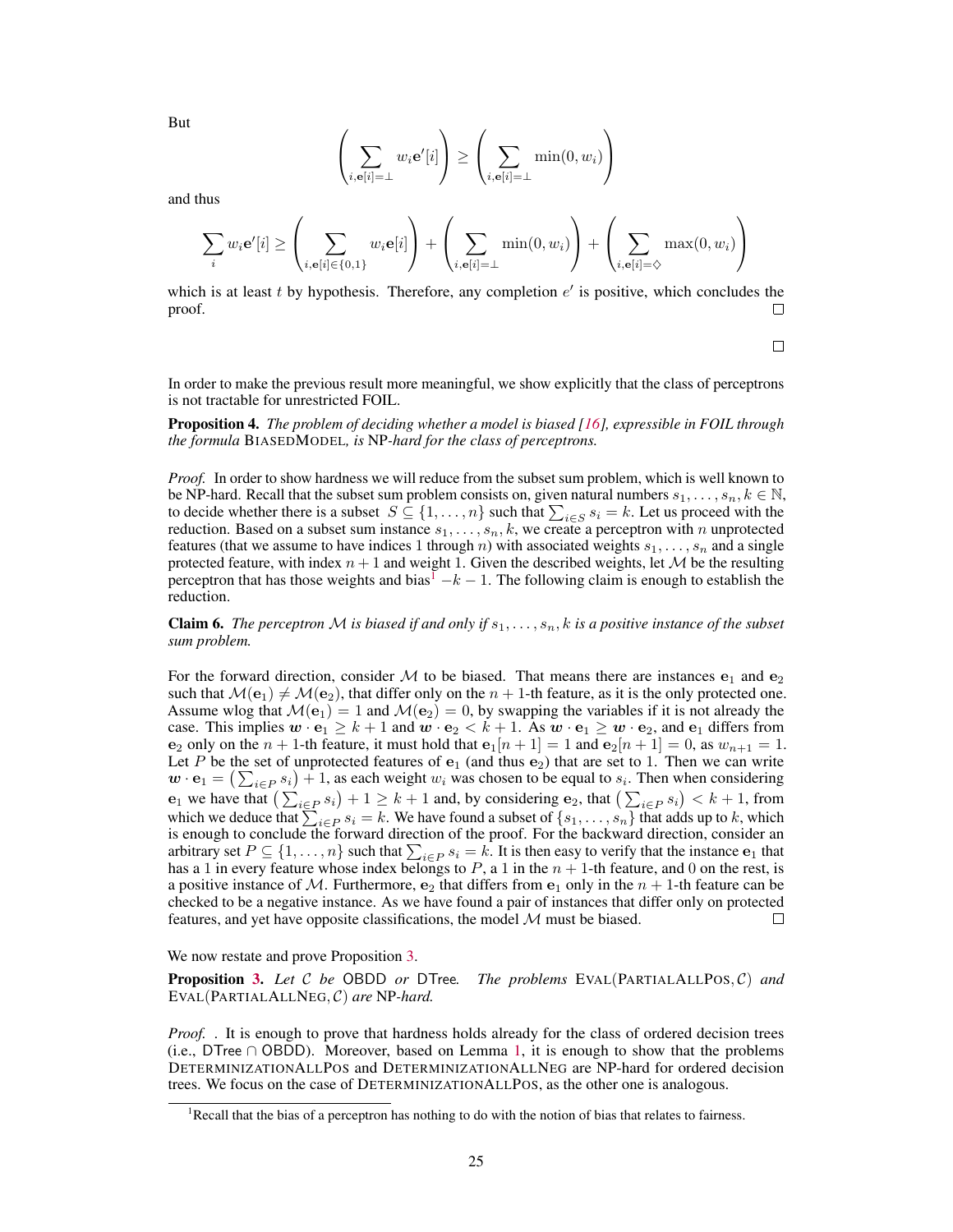But

$$\left( \sum_{i, \mathbf{e}[i] = \perp} w_i \mathbf{e}'[i] \right) \geq \left( \sum_{i, \mathbf{e}[i] = \perp} \min(0, w_i) \right)$$

and thus

$$\sum_i w_i \mathbf{e}'[i] \geq \left( \sum_{i, \mathbf{e}[i] \in \{0,1\}} w_i \mathbf{e}[i] \right) + \left( \sum_{i, \mathbf{e}[i] = \perp} \min(0, w_i) \right) + \left( \sum_{i, \mathbf{e}[i] = \diamond} \max(0, w_i) \right)$$

which is at least $t$ by hypothesis. Therefore, any completion $e'$ is positive, which concludes the proof. ☐

☐

In order to make the previous result more meaningful, we show explicitly that the class of perceptrons is not tractable for unrestricted FOIL.

**Proposition 4.** *The problem of deciding whether a model is biased [16], expressible in FOIL through the formula* BIASEDMODEL*, is* NP*-hard for the class of perceptrons.*

*Proof.* In order to show hardness we will reduce from the subset sum problem, which is well known to be NP-hard. Recall that the subset sum problem consists on, given natural numbers $s_1, \ldots, s_n, k \in \mathbb{N}$, to decide whether there is a subset $S \subseteq \{1, \ldots, n\}$ such that $\sum_{i \in S} s_i = k$. Let us proceed with the reduction. Based on a subset sum instance $s_1, \ldots, s_n, k$, we create a perceptron with $n$ unprotected features (that we assume to have indices 1 through $n$) with associated weights $s_1, \ldots, s_n$ and a single protected feature, with index $n+1$ and weight 1. Given the described weights, let $\mathcal{M}$ be the resulting perceptron that has those weights and bias[1] $-k-1$. The following claim is enough to establish the reduction.

**Claim 6.** *The perceptron $\mathcal{M}$ is biased if and only if $s_1, \ldots, s_n, k$ is a positive instance of the subset sum problem.*

For the forward direction, consider $\mathcal{M}$ to be biased. That means there are instances $\mathbf{e}_1$ and $\mathbf{e}_2$ such that $\mathcal{M}(\mathbf{e}_1) \neq \mathcal{M}(\mathbf{e}_2)$, that differ only on the $n+1$-th feature, as it is the only protected one. Assume wlog that $\mathcal{M}(\mathbf{e}_1) = 1$ and $\mathcal{M}(\mathbf{e}_2) = 0$, by swapping the variables if it is not already the case. This implies $\boldsymbol{w} \cdot \mathbf{e}_1 \geq k+1$ and $\boldsymbol{w} \cdot \mathbf{e}_2 < k+1$. As $\boldsymbol{w} \cdot \mathbf{e}_1 \geq \boldsymbol{w} \cdot \mathbf{e}_2$, and $\mathbf{e}_1$ differs from $\mathbf{e}_2$ only on the $n+1$-th feature, it must hold that $\mathbf{e}_1[n+1] = 1$ and $\mathbf{e}_2[n+1] = 0$, as $w_{n+1} = 1$. Let $P$ be the set of unprotected features of $\mathbf{e}_1$ (and thus $\mathbf{e}_2$) that are set to 1. Then we can write $\boldsymbol{w} \cdot \mathbf{e}_1 = \left(\sum_{i \in P} s_i\right) + 1$, as each weight $w_i$ was chosen to be equal to $s_i$. Then when considering $\mathbf{e}_1$ we have that $\left(\sum_{i \in P} s_i\right) + 1 \geq k+1$ and, by considering $\mathbf{e}_2$, that $\left(\sum_{i \in P} s_i\right) < k+1$, from which we deduce that $\sum_{i \in P} s_i = k$. We have found a subset of $\{s_1, \ldots, s_n\}$ that adds up to $k$, which is enough to conclude the forward direction of the proof. For the backward direction, consider an arbitrary set $P \subseteq \{1, \ldots, n\}$ such that $\sum_{i \in P} s_i = k$. It is then easy to verify that the instance $\mathbf{e}_1$ that has a 1 in every feature whose index belongs to $P$, a 1 in the $n+1$-th feature, and 0 on the rest, is a positive instance of $\mathcal{M}$. Furthermore, $\mathbf{e}_2$ that differs from $\mathbf{e}_1$ only in the $n+1$-th feature can be checked to be a negative instance. As we have found a pair of instances that differ only on protected features, and yet have opposite classifications, the model $\mathcal{M}$ must be biased. ☐

We now restate and prove Proposition 3.

**Proposition 3.** *Let $\mathcal{C}$ be* OBDD *or* DTree*. The problems* EVAL(PARTIALALLPOS, $\mathcal{C}$) *and* EVAL(PARTIALALLNEG, $\mathcal{C}$) *are* NP*-hard.*

*Proof.* . It is enough to prove that hardness holds already for the class of ordered decision trees (i.e., DTree ∩ OBDD). Moreover, based on Lemma 1, it is enough to show that the problems DETERMINIZATIONALLPOS and DETERMINIZATIONALLNEG are NP-hard for ordered decision trees. We focus on the case of DETERMINIZATIONALLPOS, as the other one is analogous.

[1] Recall that the bias of a perceptron has nothing to do with the notion of bias that relates to fairness.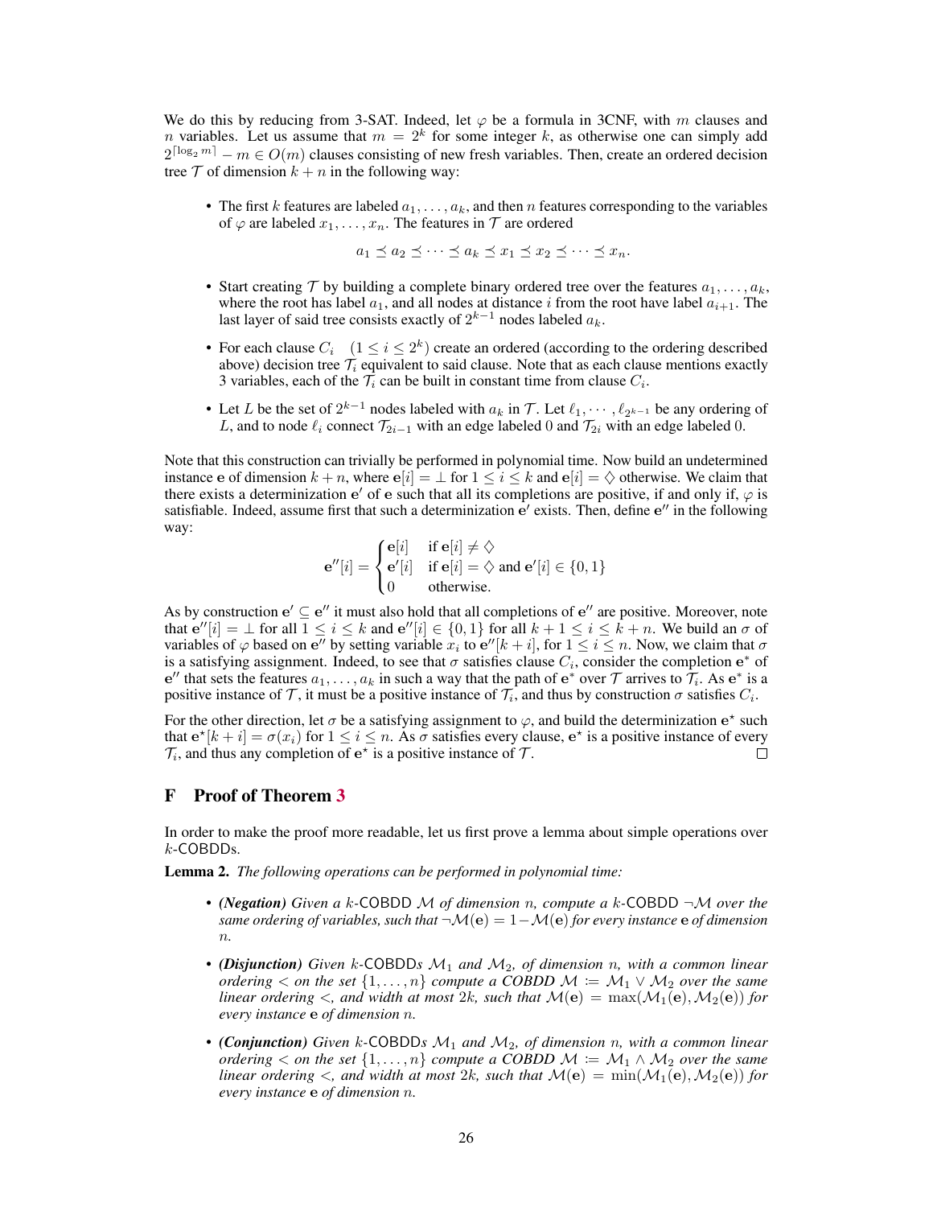We do this by reducing from 3-SAT. Indeed, let $\varphi$ be a formula in 3CNF, with $m$ clauses and $n$ variables. Let us assume that $m = 2^k$ for some integer $k$, as otherwise one can simply add $2^{\lceil \log_2 m \rceil} - m \in O(m)$ clauses consisting of new fresh variables. Then, create an ordered decision tree $\mathcal{T}$ of dimension $k + n$ in the following way:

- The first $k$ features are labeled $a_1, \ldots, a_k$, and then $n$ features corresponding to the variables of $\varphi$ are labeled $x_1, \ldots, x_n$. The features in $\mathcal{T}$ are ordered

$$a_1 \preceq a_2 \preceq \cdots \preceq a_k \preceq x_1 \preceq x_2 \preceq \cdots \preceq x_n.$$

- Start creating $\mathcal{T}$ by building a complete binary ordered tree over the features $a_1, \ldots, a_k$, where the root has label $a_1$, and all nodes at distance $i$ from the root have label $a_{i+1}$. The last layer of said tree consists exactly of $2^{k-1}$ nodes labeled $a_k$.
- For each clause $C_i \quad (1 \leq i \leq 2^k)$ create an ordered (according to the ordering described above) decision tree $\mathcal{T}_i$ equivalent to said clause. Note that as each clause mentions exactly 3 variables, each of the $\mathcal{T}_i$ can be built in constant time from clause $C_i$.
- Let $L$ be the set of $2^{k-1}$ nodes labeled with $a_k$ in $\mathcal{T}$. Let $\ell_1, \cdots, \ell_{2^{k-1}}$ be any ordering of $L$, and to node $\ell_i$ connect $\mathcal{T}_{2i-1}$ with an edge labeled 0 and $\mathcal{T}_{2i}$ with an edge labeled 0.

Note that this construction can trivially be performed in polynomial time. Now build an undetermined instance $\mathbf{e}$ of dimension $k + n$, where $\mathbf{e}[i] = \perp$ for $1 \leq i \leq k$ and $\mathbf{e}[i] = \Diamond$ otherwise. We claim that there exists a determinization $\mathbf{e}'$ of $\mathbf{e}$ such that all its completions are positive, if and only if, $\varphi$ is satisfiable. Indeed, assume first that such a determinization $\mathbf{e}'$ exists. Then, define $\mathbf{e}''$ in the following way:

$$\mathbf{e}''[i] = \begin{cases} \mathbf{e}[i] & \text{if } \mathbf{e}[i] \neq \Diamond \\ \mathbf{e}'[i] & \text{if } \mathbf{e}[i] = \Diamond \text{ and } \mathbf{e}'[i] \in \{0,1\} \\ 0 & \text{otherwise.} \end{cases}$$

As by construction $\mathbf{e}' \subseteq \mathbf{e}''$ it must also hold that all completions of $\mathbf{e}''$ are positive. Moreover, note that $\mathbf{e}''[i] = \perp$ for all $1 \leq i \leq k$ and $\mathbf{e}''[i] \in \{0,1\}$ for all $k+1 \leq i \leq k+n$. We build an $\sigma$ of variables of $\varphi$ based on $\mathbf{e}''$ by setting variable $x_i$ to $\mathbf{e}''[k+i]$, for $1 \leq i \leq n$. Now, we claim that $\sigma$ is a satisfying assignment. Indeed, to see that $\sigma$ satisfies clause $C_i$, consider the completion $\mathbf{e}^*$ of $\mathbf{e}''$ that sets the features $a_1, \ldots, a_k$ in such a way that the path of $\mathbf{e}^*$ over $\mathcal{T}$ arrives to $\mathcal{T}_i$. As $\mathbf{e}^*$ is a positive instance of $\mathcal{T}$, it must be a positive instance of $\mathcal{T}_i$, and thus by construction $\sigma$ satisfies $C_i$.

For the other direction, let $\sigma$ be a satisfying assignment to $\varphi$, and build the determinization $\mathbf{e}^\star$ such that $\mathbf{e}^\star[k+i] = \sigma(x_i)$ for $1 \leq i \leq n$. As $\sigma$ satisfies every clause, $\mathbf{e}^\star$ is a positive instance of every $\mathcal{T}_i$, and thus any completion of $\mathbf{e}^\star$ is a positive instance of $\mathcal{T}$. □

## F Proof of Theorem 3

In order to make the proof more readable, let us first prove a lemma about simple operations over $k$-COBDDs.

**Lemma 2.** *The following operations can be performed in polynomial time:*

- ***(Negation)*** *Given a $k$-COBDD $\mathcal{M}$ of dimension $n$, compute a $k$-COBDD $\neg\mathcal{M}$ over the same ordering of variables, such that $\neg\mathcal{M}(\mathbf{e}) = 1 - \mathcal{M}(\mathbf{e})$ for every instance $\mathbf{e}$ of dimension $n$.*
- ***(Disjunction)*** *Given $k$-COBDDs $\mathcal{M}_1$ and $\mathcal{M}_2$, of dimension $n$, with a common linear ordering $<$ on the set $\{1, \ldots, n\}$ compute a COBDD $\mathcal{M} := \mathcal{M}_1 \vee \mathcal{M}_2$ over the same linear ordering $<$, and width at most $2k$, such that $\mathcal{M}(\mathbf{e}) = \max(\mathcal{M}_1(\mathbf{e}), \mathcal{M}_2(\mathbf{e}))$ for every instance $\mathbf{e}$ of dimension $n$.*
- ***(Conjunction)*** *Given $k$-COBDDs $\mathcal{M}_1$ and $\mathcal{M}_2$, of dimension $n$, with a common linear ordering $<$ on the set $\{1, \ldots, n\}$ compute a COBDD $\mathcal{M} := \mathcal{M}_1 \wedge \mathcal{M}_2$ over the same linear ordering $<$, and width at most $2k$, such that $\mathcal{M}(\mathbf{e}) = \min(\mathcal{M}_1(\mathbf{e}), \mathcal{M}_2(\mathbf{e}))$ for every instance $\mathbf{e}$ of dimension $n$.*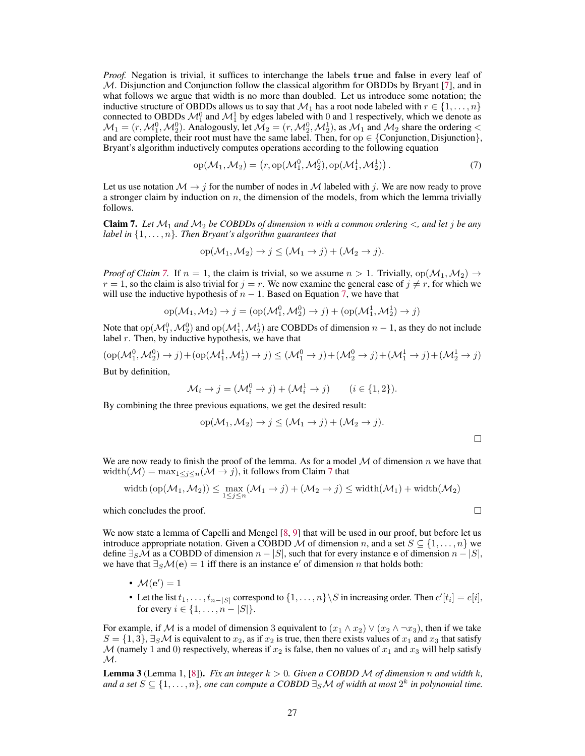*Proof.* Negation is trivial, it suffices to interchange the labels **true** and **false** in every leaf of $\mathcal{M}$. Disjunction and Conjunction follow the classical algorithm for OBDDs by Bryant [7], and in what follows we argue that width is no more than doubled. Let us introduce some notation; the inductive structure of OBDDs allows us to say that $\mathcal{M}_1$ has a root node labeled with $r \in \{1, \ldots, n\}$ connected to OBDDs $\mathcal{M}_1^0$ and $\mathcal{M}_1^1$ by edges labeled with 0 and 1 respectively, which we denote as $\mathcal{M}_1 = (r, \mathcal{M}_1^0, \mathcal{M}_2^0)$. Analogously, let $\mathcal{M}_2 = (r, \mathcal{M}_2^0, \mathcal{M}_2^1)$, as $\mathcal{M}_1$ and $\mathcal{M}_2$ share the ordering $<$ and are complete, their root must have the same label. Then, for $\text{op} \in \{\text{Conjunction}, \text{Disjunction}\}$, Bryant's algorithm inductively computes operations according to the following equation

$$\text{op}(\mathcal{M}_1, \mathcal{M}_2) = \left(r, \text{op}(\mathcal{M}_1^0, \mathcal{M}_2^0), \text{op}(\mathcal{M}_1^1, \mathcal{M}_2^1)\right). \tag{7}$$

Let us use notation $\mathcal{M} \to j$ for the number of nodes in $\mathcal{M}$ labeled with $j$. We are now ready to prove a stronger claim by induction on $n$, the dimension of the models, from which the lemma trivially follows.

**Claim 7.** *Let $\mathcal{M}_1$ and $\mathcal{M}_2$ be COBDDs of dimension $n$ with a common ordering $<$, and let $j$ be any label in $\{1, \ldots, n\}$. Then Bryant's algorithm guarantees that*

$$\text{op}(\mathcal{M}_1, \mathcal{M}_2) \to j \leq (\mathcal{M}_1 \to j) + (\mathcal{M}_2 \to j).$$

*Proof of Claim 7.* If $n = 1$, the claim is trivial, so we assume $n > 1$. Trivially, $\text{op}(\mathcal{M}_1, \mathcal{M}_2) \to r = 1$, so the claim is also trivial for $j = r$. We now examine the general case of $j \neq r$, for which we will use the inductive hypothesis of $n - 1$. Based on Equation 7, we have that

$$\text{op}(\mathcal{M}_1, \mathcal{M}_2) \to j = (\text{op}(\mathcal{M}_1^0, \mathcal{M}_2^0) \to j) + (\text{op}(\mathcal{M}_1^1, \mathcal{M}_2^1) \to j)$$

Note that $\text{op}(\mathcal{M}_1^0, \mathcal{M}_2^0)$ and $\text{op}(\mathcal{M}_1^1, \mathcal{M}_2^1)$ are COBDDs of dimension $n-1$, as they do not include label $r$. Then, by inductive hypothesis, we have that

$$(\text{op}(\mathcal{M}_1^0, \mathcal{M}_2^0) \to j) + (\text{op}(\mathcal{M}_1^1, \mathcal{M}_2^1) \to j) \leq (\mathcal{M}_1^0 \to j) + (\mathcal{M}_2^0 \to j) + (\mathcal{M}_1^1 \to j) + (\mathcal{M}_2^1 \to j)$$

But by definition,

$$\mathcal{M}_i \to j = (\mathcal{M}_i^0 \to j) + (\mathcal{M}_i^1 \to j) \qquad (i \in \{1, 2\}).$$

By combining the three previous equations, we get the desired result:

$$\text{op}(\mathcal{M}_1, \mathcal{M}_2) \to j \leq (\mathcal{M}_1 \to j) + (\mathcal{M}_2 \to j).$$

$\square$

We are now ready to finish the proof of the lemma. As for a model $\mathcal{M}$ of dimension $n$ we have that $\text{width}(\mathcal{M}) = \max_{1 \leq j \leq n} (\mathcal{M} \to j)$, it follows from Claim 7 that

$$\text{width}\left(\text{op}(\mathcal{M}_1, \mathcal{M}_2)\right) \leq \max_{1 \leq j \leq n} (\mathcal{M}_1 \to j) + (\mathcal{M}_2 \to j) \leq \text{width}(\mathcal{M}_1) + \text{width}(\mathcal{M}_2)$$

which concludes the proof. $\square$

We now state a lemma of Capelli and Mengel [8, 9] that will be used in our proof, but before let us introduce appropriate notation. Given a COBDD $\mathcal{M}$ of dimension $n$, and a set $S \subseteq \{1, \ldots, n\}$ we define $\exists_S \mathcal{M}$ as a COBDD of dimension $n - |S|$, such that for every instance $\mathbf{e}$ of dimension $n - |S|$, we have that $\exists_S \mathcal{M}(\mathbf{e}) = 1$ iff there is an instance $\mathbf{e}'$ of dimension $n$ that holds both:

- $\mathcal{M}(\mathbf{e}') = 1$
- Let the list $t_1, \ldots, t_{n-|S|}$ correspond to $\{1, \ldots, n\} \setminus S$ in increasing order. Then $e'[t_i] = e[i]$, for every $i \in \{1, \ldots, n - |S|\}$.

For example, if $\mathcal{M}$ is a model of dimension 3 equivalent to $(x_1 \wedge x_2) \vee (x_2 \wedge \neg x_3)$, then if we take $S = \{1, 3\}$, $\exists_S \mathcal{M}$ is equivalent to $x_2$, as if $x_2$ is true, then there exists values of $x_1$ and $x_3$ that satisfy $\mathcal{M}$ (namely 1 and 0) respectively, whereas if $x_2$ is false, then no values of $x_1$ and $x_3$ will help satisfy $\mathcal{M}$.

**Lemma 3** (Lemma 1, [8])**.** *Fix an integer $k > 0$. Given a COBDD $\mathcal{M}$ of dimension $n$ and width $k$, and a set $S \subseteq \{1, \ldots, n\}$, one can compute a COBDD $\exists_S \mathcal{M}$ of width at most $2^k$ in polynomial time.*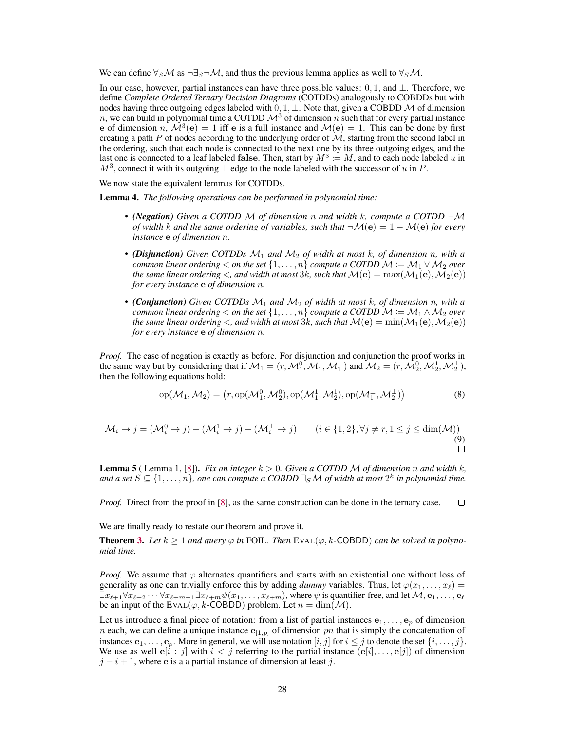We can define $\forall_S \mathcal{M}$ as $\neg\exists_S\neg\mathcal{M}$, and thus the previous lemma applies as well to $\forall_S \mathcal{M}$.

In our case, however, partial instances can have three possible values: $0, 1$, and $\bot$. Therefore, we define *Complete Ordered Ternary Decision Diagrams* (COTDDs) analogously to COBDDs but with nodes having three outgoing edges labeled with $0, 1, \bot$. Note that, given a COBDD $\mathcal{M}$ of dimension $n$, we can build in polynomial time a COTDD $\mathcal{M}^3$ of dimension $n$ such that for every partial instance $\mathbf{e}$ of dimension $n$, $\mathcal{M}^3(\mathbf{e}) = 1$ iff $\mathbf{e}$ is a full instance and $\mathcal{M}(\mathbf{e}) = 1$. This can be done by first creating a path $P$ of nodes according to the underlying order of $\mathcal{M}$, starting from the second label in the ordering, such that each node is connected to the next one by its three outgoing edges, and the last one is connected to a leaf labeled $\mathbf{false}$. Then, start by $M^3 := M$, and to each node labeled $u$ in $M^3$, connect it with its outgoing $\bot$ edge to the node labeled with the successor of $u$ in $P$.

We now state the equivalent lemmas for COTDDs.

**Lemma 4.** *The following operations can be performed in polynomial time:*

- ***(Negation)*** *Given a COTDD $\mathcal{M}$ of dimension $n$ and width $k$, compute a COTDD $\neg\mathcal{M}$ of width $k$ and the same ordering of variables, such that $\neg\mathcal{M}(\mathbf{e}) = 1 - \mathcal{M}(\mathbf{e})$ for every instance $\mathbf{e}$ of dimension $n$.*
- ***(Disjunction)*** *Given COTDDs $\mathcal{M}_1$ and $\mathcal{M}_2$ of width at most $k$, of dimension $n$, with a common linear ordering $<$ on the set $\{1, \dots, n\}$ compute a COTDD $\mathcal{M} \coloneqq \mathcal{M}_1 \vee \mathcal{M}_2$ over the same linear ordering $<$, and width at most $3k$, such that $\mathcal{M}(\mathbf{e}) = \max(\mathcal{M}_1(\mathbf{e}), \mathcal{M}_2(\mathbf{e}))$ for every instance $\mathbf{e}$ of dimension $n$.*
- ***(Conjunction)*** *Given COTDDs $\mathcal{M}_1$ and $\mathcal{M}_2$ of width at most $k$, of dimension $n$, with a common linear ordering $<$ on the set $\{1, \dots, n\}$ compute a COTDD $\mathcal{M} \coloneqq \mathcal{M}_1 \wedge \mathcal{M}_2$ over the same linear ordering $<$, and width at most $3k$, such that $\mathcal{M}(\mathbf{e}) = \min(\mathcal{M}_1(\mathbf{e}), \mathcal{M}_2(\mathbf{e}))$ for every instance $\mathbf{e}$ of dimension $n$.*

*Proof.* The case of negation is exactly as before. For disjunction and conjunction the proof works in the same way but by considering that if $\mathcal{M}_1 = (r, \mathcal{M}_1^0, \mathcal{M}_1^1, \mathcal{M}_1^\bot)$ and $\mathcal{M}_2 = (r, \mathcal{M}_2^0, \mathcal{M}_2^1, \mathcal{M}_2^\bot)$, then the following equations hold:

$$\operatorname{op}(\mathcal{M}_1, \mathcal{M}_2) = \big(r, \operatorname{op}(\mathcal{M}_1^0, \mathcal{M}_2^0), \operatorname{op}(\mathcal{M}_1^1, \mathcal{M}_2^1), \operatorname{op}(\mathcal{M}_1^\bot, \mathcal{M}_2^\bot)\big) \tag{8}$$

$$\mathcal{M}_i \to j = (\mathcal{M}_i^0 \to j) + (\mathcal{M}_i^1 \to j) + (\mathcal{M}_i^\bot \to j) \qquad (i \in \{1, 2\}, \forall j \neq r, 1 \leq j \leq \dim(\mathcal{M})) \tag{9}$$

□

**Lemma 5** ( Lemma 1, [8]). *Fix an integer $k > 0$. Given a COTDD $\mathcal{M}$ of dimension $n$ and width $k$, and a set $S \subseteq \{1, \dots, n\}$, one can compute a COBDD $\exists_S \mathcal{M}$ of width at most $2^k$ in polynomial time.*

*Proof.* Direct from the proof in [8], as the same construction can be done in the ternary case. □

We are finally ready to restate our theorem and prove it.

**Theorem 3.** *Let $k \geq 1$ and query $\varphi$ in* FOIL. *Then* $\text{EVAL}(\varphi, k\text{-COBDD})$ *can be solved in polynomial time.*

*Proof.* We assume that $\varphi$ alternates quantifiers and starts with an existential one without loss of generality as one can trivially enforce this by adding *dummy* variables. Thus, let $\varphi(x_1, \dots, x_\ell) = \exists x_{\ell+1} \forall x_{\ell+2} \cdots \forall x_{\ell+m-1} \exists x_{\ell+m} \psi(x_1, \dots, x_{\ell+m})$, where $\psi$ is quantifier-free, and let $\mathcal{M}, \mathbf{e}_1, \dots, \mathbf{e}_\ell$ be an input of the $\text{EVAL}(\varphi, k\text{-COBDD})$ problem. Let $n = \dim(\mathcal{M})$.

Let us introduce a final piece of notation: from a list of partial instances $\mathbf{e}_1, \dots, \mathbf{e}_p$ of dimension $n$ each, we can define a unique instance $\mathbf{e}_{[1,p]}$ of dimension $pn$ that is simply the concatenation of instances $\mathbf{e}_1, \dots, \mathbf{e}_p$. More in general, we will use notation $[i, j]$ for $i \leq j$ to denote the set $\{i, \dots, j\}$. We use as well $\mathbf{e}[i : j]$ with $i < j$ referring to the partial instance $(\mathbf{e}[i], \dots, \mathbf{e}[j])$ of dimension $j - i + 1$, where $\mathbf{e}$ is a partial instance of dimension at least $j$.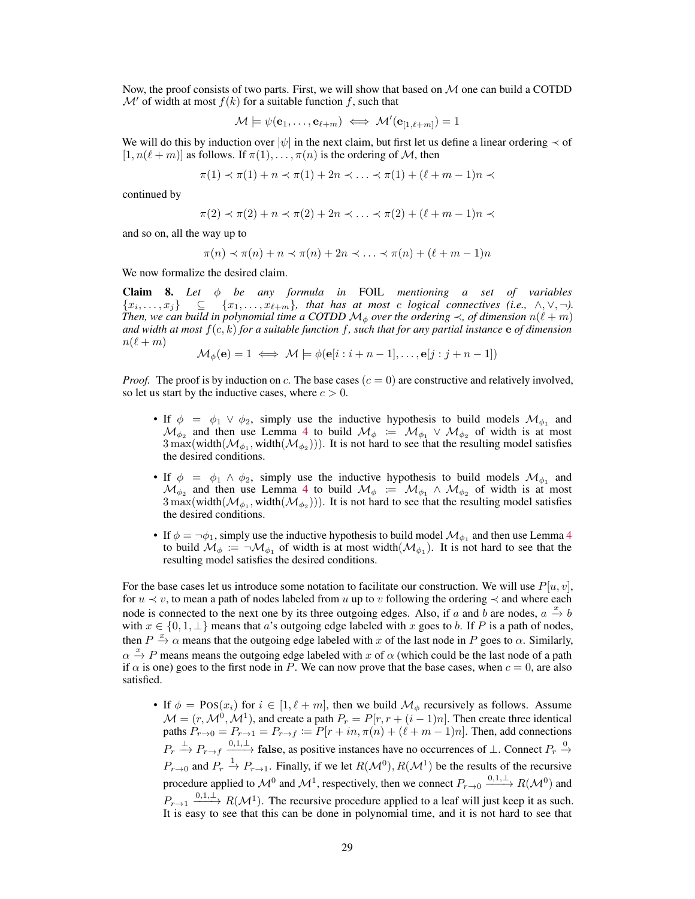Now, the proof consists of two parts. First, we will show that based on $\mathcal{M}$ one can build a COTDD $\mathcal{M}'$ of width at most $f(k)$ for a suitable function $f$, such that

$$\mathcal{M} \models \psi(\mathbf{e}_1, \ldots, \mathbf{e}_{\ell+m}) \iff \mathcal{M}'(\mathbf{e}_{[1,\ell+m]}) = 1$$

We will do this by induction over $|\psi|$ in the next claim, but first let us define a linear ordering $\prec$ of $[1, n(\ell+m)]$ as follows. If $\pi(1), \ldots, \pi(n)$ is the ordering of $\mathcal{M}$, then

$$\pi(1) \prec \pi(1) + n \prec \pi(1) + 2n \prec \ldots \prec \pi(1) + (\ell + m - 1)n \prec$$

continued by

$$\pi(2) \prec \pi(2) + n \prec \pi(2) + 2n \prec \ldots \prec \pi(2) + (\ell + m - 1)n \prec$$

and so on, all the way up to

$$\pi(n) \prec \pi(n) + n \prec \pi(n) + 2n \prec \ldots \prec \pi(n) + (\ell + m - 1)n$$

We now formalize the desired claim.

**Claim 8.** *Let $\phi$ be any formula in* FOIL *mentioning a set of variables $\{x_i, \ldots, x_j\} \subseteq \{x_1, \ldots, x_{\ell+m}\}$, that has at most $c$ logical connectives (i.e., $\land, \lor, \neg$). Then, we can build in polynomial time a COTDD $\mathcal{M}_\phi$ over the ordering $\prec$, of dimension $n(\ell+m)$ and width at most $f(c, k)$ for a suitable function $f$, such that for any partial instance $\mathbf{e}$ of dimension $n(\ell+m)$*

$$\mathcal{M}_\phi(\mathbf{e}) = 1 \iff \mathcal{M} \models \phi(\mathbf{e}[i : i + n - 1], \ldots, \mathbf{e}[j : j + n - 1])$$

*Proof.* The proof is by induction on $c$. The base cases ($c = 0$) are constructive and relatively involved, so let us start by the inductive cases, where $c > 0$.

- If $\phi = \phi_1 \lor \phi_2$, simply use the inductive hypothesis to build models $\mathcal{M}_{\phi_1}$ and $\mathcal{M}_{\phi_2}$ and then use Lemma 4 to build $\mathcal{M}_\phi := \mathcal{M}_{\phi_1} \lor \mathcal{M}_{\phi_2}$ of width is at most $3\max(\text{width}(\mathcal{M}_{\phi_1}, \text{width}(\mathcal{M}_{\phi_2})))$. It is not hard to see that the resulting model satisfies the desired conditions.
- If $\phi = \phi_1 \land \phi_2$, simply use the inductive hypothesis to build models $\mathcal{M}_{\phi_1}$ and $\mathcal{M}_{\phi_2}$ and then use Lemma 4 to build $\mathcal{M}_\phi := \mathcal{M}_{\phi_1} \land \mathcal{M}_{\phi_2}$ of width is at most $3\max(\text{width}(\mathcal{M}_{\phi_1}, \text{width}(\mathcal{M}_{\phi_2})))$. It is not hard to see that the resulting model satisfies the desired conditions.
- If $\phi = \neg\phi_1$, simply use the inductive hypothesis to build model $\mathcal{M}_{\phi_1}$ and then use Lemma 4 to build $\mathcal{M}_\phi := \neg\mathcal{M}_{\phi_1}$ of width is at most $\text{width}(\mathcal{M}_{\phi_1})$. It is not hard to see that the resulting model satisfies the desired conditions.

For the base cases let us introduce some notation to facilitate our construction. We will use $P[u, v]$, for $u \prec v$, to mean a path of nodes labeled from $u$ up to $v$ following the ordering $\prec$ and where each node is connected to the next one by its three outgoing edges. Also, if $a$ and $b$ are nodes, $a \xrightarrow{x} b$ with $x \in \{0, 1, \bot\}$ means that $a$'s outgoing edge labeled with $x$ goes to $b$. If $P$ is a path of nodes, then $P \xrightarrow{x} \alpha$ means that the outgoing edge labeled with $x$ of the last node in $P$ goes to $\alpha$. Similarly, $\alpha \xrightarrow{x} P$ means means the outgoing edge labeled with $x$ of $\alpha$ (which could be the last node of a path if $\alpha$ is one) goes to the first node in $P$. We can now prove that the base cases, when $c = 0$, are also satisfied.

- If $\phi = \text{Pos}(x_i)$ for $i \in [1, \ell + m]$, then we build $\mathcal{M}_\phi$ recursively as follows. Assume $\mathcal{M} = (r, \mathcal{M}^0, \mathcal{M}^1)$, and create a path $P_r = P[r, r + (i - 1)n]$. Then create three identical paths $P_{r\to 0} = P_{r\to 1} = P_{r\to f} := P[r + in, \pi(n) + (\ell + m - 1)n]$. Then, add connections $P_r \xrightarrow{\bot} P_{r\to f} \xrightarrow{0,1,\bot}$ **false**, as positive instances have no occurrences of $\bot$. Connect $P_r \xrightarrow{0} P_{r\to 0}$ and $P_r \xrightarrow{1} P_{r\to 1}$. Finally, if we let $R(\mathcal{M}^0), R(\mathcal{M}^1)$ be the results of the recursive procedure applied to $\mathcal{M}^0$ and $\mathcal{M}^1$, respectively, then we connect $P_{r\to 0} \xrightarrow{0,1,\bot} R(\mathcal{M}^0)$ and $P_{r\to 1} \xrightarrow{0,1,\bot} R(\mathcal{M}^1)$. The recursive procedure applied to a leaf will just keep it as such. It is easy to see that this can be done in polynomial time, and it is not hard to see that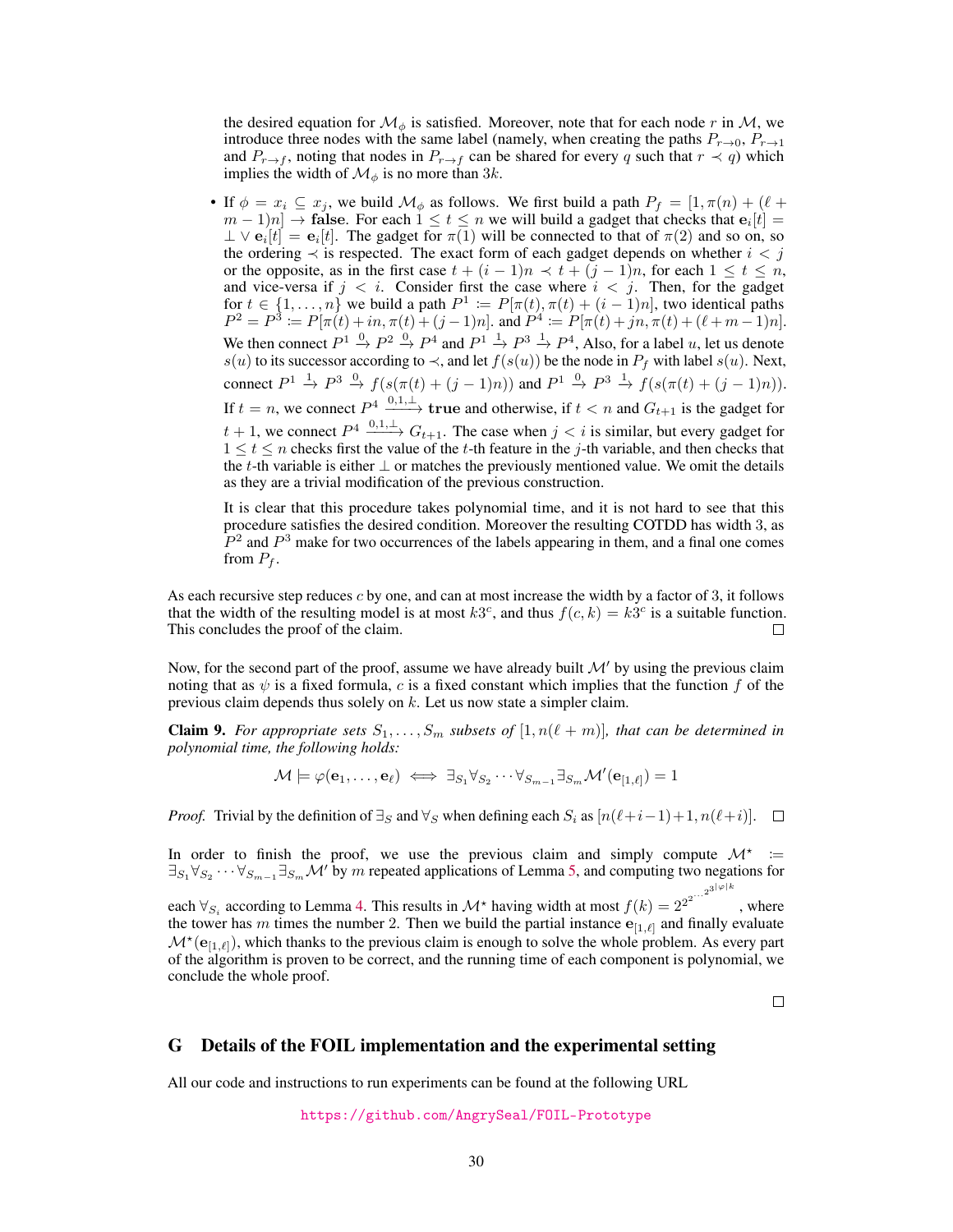the desired equation for $\mathcal{M}_\phi$ is satisfied. Moreover, note that for each node $r$ in $\mathcal{M}$, we introduce three nodes with the same label (namely, when creating the paths $P_{r\to 0}$, $P_{r\to 1}$ and $P_{r\to f}$, noting that nodes in $P_{r\to f}$ can be shared for every $q$ such that $r \prec q$) which implies the width of $\mathcal{M}_\phi$ is no more than $3k$.

- If $\phi = x_i \subseteq x_j$, we build $\mathcal{M}_\phi$ as follows. We first build a path $P_f = [1, \pi(n) + (\ell + m - 1)n] \to$ **false**. For each $1 \leq t \leq n$ we will build a gadget that checks that $\mathbf{e}_i[t] = \bot \vee \mathbf{e}_i[t] = \mathbf{e}_i[t]$. The gadget for $\pi(1)$ will be connected to that of $\pi(2)$ and so on, so the ordering $\prec$ is respected. The exact form of each gadget depends on whether $i < j$ or the opposite, as in the first case $t + (i-1)n \prec t + (j-1)n$, for each $1 \leq t \leq n$, and vice-versa if $j < i$. Consider first the case where $i < j$. Then, for the gadget for $t \in \{1, \ldots, n\}$ we build a path $P^1 := P[\pi(t), \pi(t) + (i-1)n]$, two identical paths $P^2 = P^3 := P[\pi(t) + in, \pi(t) + (j-1)n]$. and $P^4 := P[\pi(t) + jn, \pi(t) + (\ell + m - 1)n]$. We then connect $P^1 \xrightarrow{0} P^2 \xrightarrow{0} P^4$ and $P^1 \xrightarrow{1} P^3 \xrightarrow{1} P^4$, Also, for a label $u$, let us denote $s(u)$ to its successor according to $\prec$, and let $f(s(u))$ be the node in $P_f$ with label $s(u)$. Next, connect $P^1 \xrightarrow{1} P^3 \xrightarrow{0} f(s(\pi(t) + (j-1)n))$ and $P^1 \xrightarrow{0} P^3 \xrightarrow{1} f(s(\pi(t) + (j-1)n))$. If $t = n$, we connect $P^4 \xrightarrow{0,1,\bot}$ **true** and otherwise, if $t < n$ and $G_{t+1}$ is the gadget for $t+1$, we connect $P^4 \xrightarrow{0,1,\bot} G_{t+1}$. The case when $j < i$ is similar, but every gadget for $1 \leq t \leq n$ checks first the value of the $t$-th feature in the $j$-th variable, and then checks that the $t$-th variable is either $\bot$ or matches the previously mentioned value. We omit the details as they are a trivial modification of the previous construction.

  It is clear that this procedure takes polynomial time, and it is not hard to see that this procedure satisfies the desired condition. Moreover the resulting COTDD has width 3, as $P^2$ and $P^3$ make for two occurrences of the labels appearing in them, and a final one comes from $P_f$.

As each recursive step reduces $c$ by one, and can at most increase the width by a factor of 3, it follows that the width of the resulting model is at most $k3^c$, and thus $f(c, k) = k3^c$ is a suitable function. This concludes the proof of the claim. ☐

Now, for the second part of the proof, assume we have already built $\mathcal{M}'$ by using the previous claim noting that as $\psi$ is a fixed formula, $c$ is a fixed constant which implies that the function $f$ of the previous claim depends thus solely on $k$. Let us now state a simpler claim.

**Claim 9.** *For appropriate sets $S_1, \ldots, S_m$ subsets of $[1, n(\ell + m)]$, that can be determined in polynomial time, the following holds:*

$$\mathcal{M} \models \varphi(\mathbf{e}_1, \ldots, \mathbf{e}_\ell) \iff \exists_{S_1} \forall_{S_2} \cdots \forall_{S_{m-1}} \exists_{S_m} \mathcal{M}'(\mathbf{e}_{[1,\ell]}) = 1$$

*Proof.* Trivial by the definition of $\exists_S$ and $\forall_S$ when defining each $S_i$ as $[n(\ell+i-1)+1, n(\ell+i)]$. ☐

In order to finish the proof, we use the previous claim and simply compute $\mathcal{M}^\star := \exists_{S_1} \forall_{S_2} \cdots \forall_{S_{m-1}} \exists_{S_m} \mathcal{M}'$ by $m$ repeated applications of Lemma 5, and computing two negations for each $\forall_{S_i}$ according to Lemma 4. This results in $\mathcal{M}^\star$ having width at most $f(k) = 2^{2^{2^{\cdot^{\cdot^{\cdot^{2^{3|\varphi|k}}}}}}}$, where the tower has $m$ times the number 2. Then we build the partial instance $\mathbf{e}_{[1,\ell]}$ and finally evaluate $\mathcal{M}^\star(\mathbf{e}_{[1,\ell]})$, which thanks to the previous claim is enough to solve the whole problem. As every part of the algorithm is proven to be correct, and the running time of each component is polynomial, we conclude the whole proof.

☐

## G Details of the FOIL implementation and the experimental setting

All our code and instructions to run experiments can be found at the following URL

https://github.com/AngrySeal/FOIL-Prototype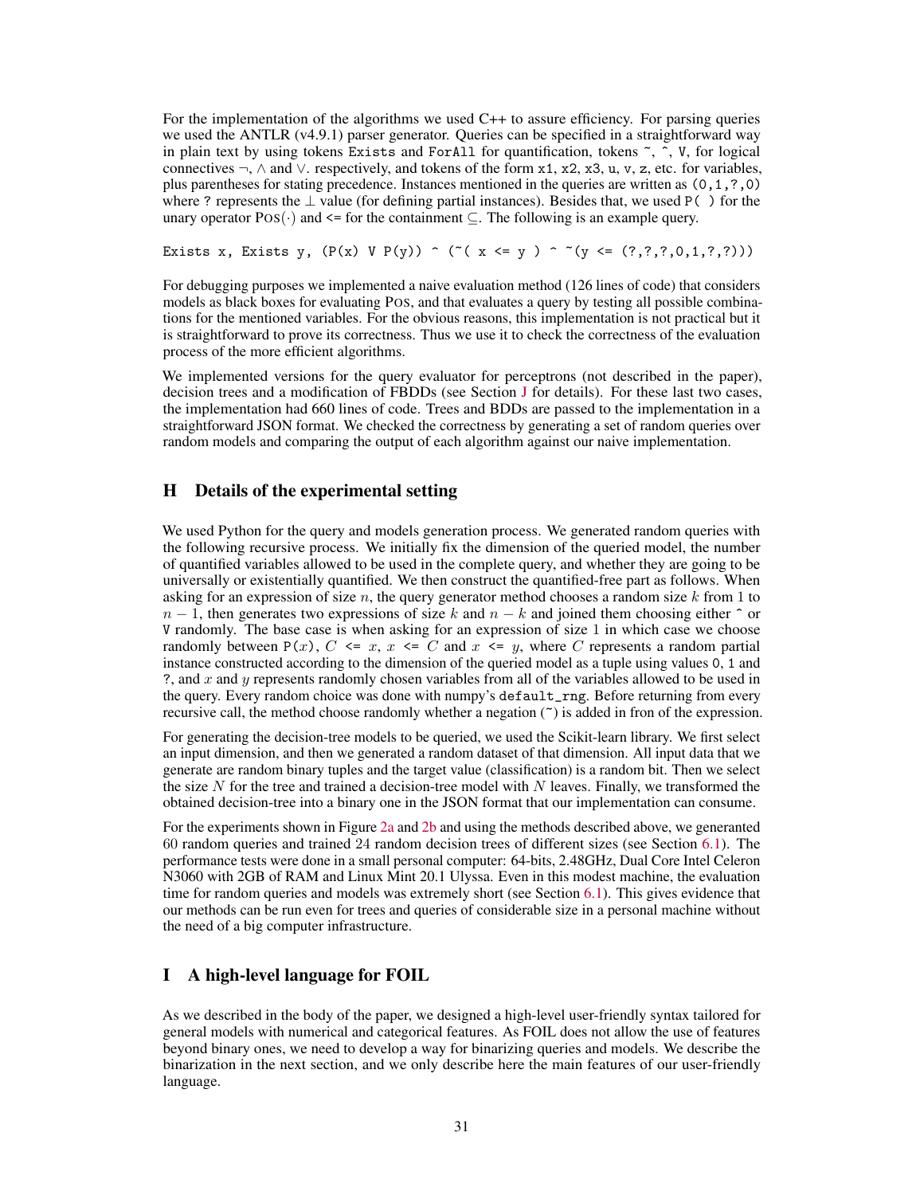For the implementation of the algorithms we used C++ to assure efficiency. For parsing queries we used the ANTLR (v4.9.1) parser generator. Queries can be specified in a straightforward way in plain text by using tokens `Exists` and `ForAll` for quantification, tokens `~`, `^`, `V`, for logical connectives $\neg$, $\wedge$ and $\vee$. respectively, and tokens of the form `x1`, `x2`, `x3`, `u`, `v`, `z`, etc. for variables, plus parentheses for stating precedence. Instances mentioned in the queries are written as `(0,1,?,0)` where `?` represents the $\perp$ value (for defining partial instances). Besides that, we used `P( )` for the unary operator $\text{Pos}(\cdot)$ and `<=` for the containment $\subseteq$. The following is an example query.

```
Exists x, Exists y, (P(x) V P(y)) ^ (~( x <= y ) ^ ~(y <= (?,?,?,0,1,?,?)))
```

For debugging purposes we implemented a naive evaluation method (126 lines of code) that considers models as black boxes for evaluating Pos, and that evaluates a query by testing all possible combinations for the mentioned variables. For the obvious reasons, this implementation is not practical but it is straightforward to prove its correctness. Thus we use it to check the correctness of the evaluation process of the more efficient algorithms.

We implemented versions for the query evaluator for perceptrons (not described in the paper), decision trees and a modification of FBDDs (see Section J for details). For these last two cases, the implementation had 660 lines of code. Trees and BDDs are passed to the implementation in a straightforward JSON format. We checked the correctness by generating a set of random queries over random models and comparing the output of each algorithm against our naive implementation.

## H Details of the experimental setting

We used Python for the query and models generation process. We generated random queries with the following recursive process. We initially fix the dimension of the queried model, the number of quantified variables allowed to be used in the complete query, and whether they are going to be universally or existentially quantified. We then construct the quantified-free part as follows. When asking for an expression of size $n$, the query generator method chooses a random size $k$ from 1 to $n-1$, then generates two expressions of size $k$ and $n-k$ and joined them choosing either `^` or `V` randomly. The base case is when asking for an expression of size 1 in which case we choose randomly between `P(`$x$`)`, $C$ `<=` $x$, $x$ `<=` $C$ and $x$ `<=` $y$, where $C$ represents a random partial instance constructed according to the dimension of the queried model as a tuple using values `0`, `1` and `?`, and $x$ and $y$ represents randomly chosen variables from all of the variables allowed to be used in the query. Every random choice was done with numpy's `default_rng`. Before returning from every recursive call, the method choose randomly whether a negation (`~`) is added in fron of the expression.

For generating the decision-tree models to be queried, we used the Scikit-learn library. We first select an input dimension, and then we generated a random dataset of that dimension. All input data that we generate are random binary tuples and the target value (classification) is a random bit. Then we select the size $N$ for the tree and trained a decision-tree model with $N$ leaves. Finally, we transformed the obtained decision-tree into a binary one in the JSON format that our implementation can consume.

For the experiments shown in Figure 2a and 2b and using the methods described above, we generanted 60 random queries and trained 24 random decision trees of different sizes (see Section 6.1). The performance tests were done in a small personal computer: 64-bits, 2.48GHz, Dual Core Intel Celeron N3060 with 2GB of RAM and Linux Mint 20.1 Ulyssa. Even in this modest machine, the evaluation time for random queries and models was extremely short (see Section 6.1). This gives evidence that our methods can be run even for trees and queries of considerable size in a personal machine without the need of a big computer infrastructure.

## I A high-level language for FOIL

As we described in the body of the paper, we designed a high-level user-friendly syntax tailored for general models with numerical and categorical features. As FOIL does not allow the use of features beyond binary ones, we need to develop a way for binarizing queries and models. We describe the binarization in the next section, and we only describe here the main features of our user-friendly language.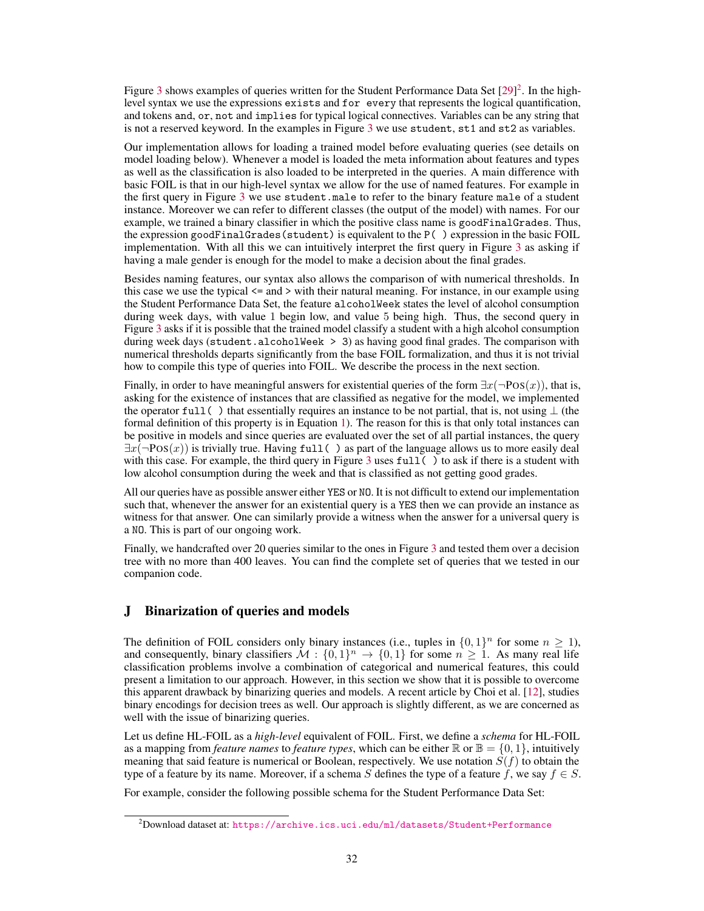Figure 3 shows examples of queries written for the Student Performance Data Set [29][2]. In the high-level syntax we use the expressions `exists` and `for every` that represents the logical quantification, and tokens `and`, `or`, `not` and `implies` for typical logical connectives. Variables can be any string that is not a reserved keyword. In the examples in Figure 3 we use `student`, `st1` and `st2` as variables.

Our implementation allows for loading a trained model before evaluating queries (see details on model loading below). Whenever a model is loaded the meta information about features and types as well as the classification is also loaded to be interpreted in the queries. A main difference with basic FOIL is that in our high-level syntax we allow for the use of named features. For example in the first query in Figure 3 we use `student.male` to refer to the binary feature `male` of a student instance. Moreover we can refer to different classes (the output of the model) with names. For our example, we trained a binary classifier in which the positive class name is `goodFinalGrades`. Thus, the expression `goodFinalGrades(student)` is equivalent to the `P( )` expression in the basic FOIL implementation. With all this we can intuitively interpret the first query in Figure 3 as asking if having a male gender is enough for the model to make a decision about the final grades.

Besides naming features, our syntax also allows the comparison of with numerical thresholds. In this case we use the typical `<=` and `>` with their natural meaning. For instance, in our example using the Student Performance Data Set, the feature `alcoholWeek` states the level of alcohol consumption during week days, with value 1 begin low, and value 5 being high. Thus, the second query in Figure 3 asks if it is possible that the trained model classify a student with a high alcohol consumption during week days (`student.alcoholWeek > 3`) as having good final grades. The comparison with numerical thresholds departs significantly from the base FOIL formalization, and thus it is not trivial how to compile this type of queries into FOIL. We describe the process in the next section.

Finally, in order to have meaningful answers for existential queries of the form $\exists x(\neg \text{Pos}(x))$, that is, asking for the existence of instances that are classified as negative for the model, we implemented the operator `full( )` that essentially requires an instance to be not partial, that is, not using $\perp$ (the formal definition of this property is in Equation 1). The reason for this is that only total instances can be positive in models and since queries are evaluated over the set of all partial instances, the query $\exists x(\neg \text{Pos}(x))$ is trivially true. Having `full( )` as part of the language allows us to more easily deal with this case. For example, the third query in Figure 3 uses `full( )` to ask if there is a student with low alcohol consumption during the week and that is classified as not getting good grades.

All our queries have as possible answer either `YES` or `NO`. It is not difficult to extend our implementation such that, whenever the answer for an existential query is a `YES` then we can provide an instance as witness for that answer. One can similarly provide a witness when the answer for a universal query is a `NO`. This is part of our ongoing work.

Finally, we handcrafted over 20 queries similar to the ones in Figure 3 and tested them over a decision tree with no more than 400 leaves. You can find the complete set of queries that we tested in our companion code.

# J Binarization of queries and models

The definition of FOIL considers only binary instances (i.e., tuples in $\{0,1\}^n$ for some $n \geq 1$), and consequently, binary classifiers $\mathcal{M} : \{0,1\}^n \to \{0,1\}$ for some $n \geq 1$. As many real life classification problems involve a combination of categorical and numerical features, this could present a limitation to our approach. However, in this section we show that it is possible to overcome this apparent drawback by binarizing queries and models. A recent article by Choi et al. [12], studies binary encodings for decision trees as well. Our approach is slightly different, as we are concerned as well with the issue of binarizing queries.

Let us define HL-FOIL as a *high-level* equivalent of FOIL. First, we define a *schema* for HL-FOIL as a mapping from *feature names* to *feature types*, which can be either $\mathbb{R}$ or $\mathbb{B} = \{0,1\}$, intuitively meaning that said feature is numerical or Boolean, respectively. We use notation $S(f)$ to obtain the type of a feature by its name. Moreover, if a schema $S$ defines the type of a feature $f$, we say $f \in S$.

For example, consider the following possible schema for the Student Performance Data Set:

[2] Download dataset at: https://archive.ics.uci.edu/ml/datasets/Student+Performance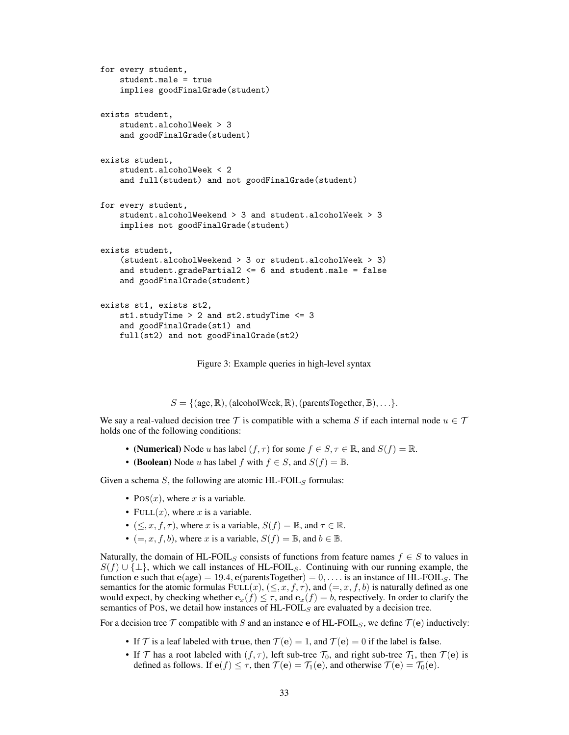```
for every student,
    student.male = true
    implies goodFinalGrade(student)

exists student,
    student.alcoholWeek > 3
    and goodFinalGrade(student)

exists student,
    student.alcoholWeek < 2
    and full(student) and not goodFinalGrade(student)

for every student,
    student.alcoholWeekend > 3 and student.alcoholWeek > 3
    implies not goodFinalGrade(student)

exists student,
    (student.alcoholWeekend > 3 or student.alcoholWeek > 3)
    and student.gradePartial2 <= 6 and student.male = false
    and goodFinalGrade(student)

exists st1, exists st2,
    st1.studyTime > 2 and st2.studyTime <= 3
    and goodFinalGrade(st1) and
    full(st2) and not goodFinalGrade(st2)
```

Figure 3: Example queries in high-level syntax

$$S = \{(\text{age}, \mathbb{R}), (\text{alcoholWeek}, \mathbb{R}), (\text{parentsTogether}, \mathbb{B}), \ldots\}.$$

We say a real-valued decision tree $\mathcal{T}$ is compatible with a schema $S$ if each internal node $u \in \mathcal{T}$ holds one of the following conditions:

- **(Numerical)** Node $u$ has label $(f, \tau)$ for some $f \in S, \tau \in \mathbb{R}$, and $S(f) = \mathbb{R}$.
- **(Boolean)** Node $u$ has label $f$ with $f \in S$, and $S(f) = \mathbb{B}$.

Given a schema $S$, the following are atomic HL-FOIL$_S$ formulas:

- $\text{Pos}(x)$, where $x$ is a variable.
- $\text{Full}(x)$, where $x$ is a variable.
- $(\leq, x, f, \tau)$, where $x$ is a variable, $S(f) = \mathbb{R}$, and $\tau \in \mathbb{R}$.
- $(=, x, f, b)$, where $x$ is a variable, $S(f) = \mathbb{B}$, and $b \in \mathbb{B}$.

Naturally, the domain of HL-FOIL$_S$ consists of functions from feature names $f \in S$ to values in $S(f) \cup \{\perp\}$, which we call instances of HL-FOIL$_S$. Continuing with our running example, the function $\mathbf{e}$ such that $\mathbf{e}(\text{age}) = 19.4, \mathbf{e}(\text{parentsTogether}) = 0, \ldots$ is an instance of HL-FOIL$_S$. The semantics for the atomic formulas $\text{Full}(x)$, $(\leq, x, f, \tau)$, and $(=, x, f, b)$ is naturally defined as one would expect, by checking whether $\mathbf{e}_x(f) \leq \tau$, and $\mathbf{e}_x(f) = b$, respectively. In order to clarify the semantics of Pos, we detail how instances of HL-FOIL$_S$ are evaluated by a decision tree.

For a decision tree $\mathcal{T}$ compatible with $S$ and an instance $\mathbf{e}$ of HL-FOIL$_S$, we define $\mathcal{T}(\mathbf{e})$ inductively:

- If $\mathcal{T}$ is a leaf labeled with **true**, then $\mathcal{T}(\mathbf{e}) = 1$, and $\mathcal{T}(\mathbf{e}) = 0$ if the label is **false**.
- If $\mathcal{T}$ has a root labeled with $(f, \tau)$, left sub-tree $\mathcal{T}_0$, and right sub-tree $\mathcal{T}_1$, then $\mathcal{T}(\mathbf{e})$ is defined as follows. If $\mathbf{e}(f) \leq \tau$, then $\mathcal{T}(\mathbf{e}) = \mathcal{T}_1(\mathbf{e})$, and otherwise $\mathcal{T}(\mathbf{e}) = \mathcal{T}_0(\mathbf{e})$.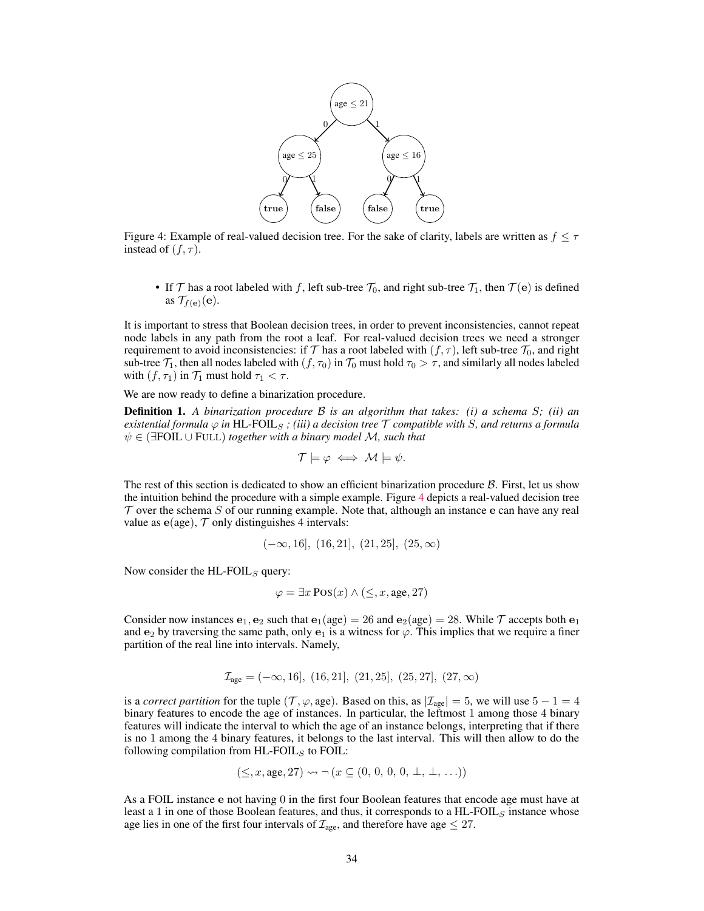Figure 4: Example of real-valued decision tree. For the sake of clarity, labels are written as $f \leq \tau$ instead of $(f, \tau)$.

- If $\mathcal{T}$ has a root labeled with $f$, left sub-tree $\mathcal{T}_0$, and right sub-tree $\mathcal{T}_1$, then $\mathcal{T}(\mathbf{e})$ is defined as $\mathcal{T}_{f(\mathbf{e})}(\mathbf{e})$.

It is important to stress that Boolean decision trees, in order to prevent inconsistencies, cannot repeat node labels in any path from the root a leaf. For real-valued decision trees we need a stronger requirement to avoid inconsistencies: if $\mathcal{T}$ has a root labeled with $(f, \tau)$, left sub-tree $\mathcal{T}_0$, and right sub-tree $\mathcal{T}_1$, then all nodes labeled with $(f, \tau_0)$ in $\mathcal{T}_0$ must hold $\tau_0 > \tau$, and similarly all nodes labeled with $(f, \tau_1)$ in $\mathcal{T}_1$ must hold $\tau_1 < \tau$.

We are now ready to define a binarization procedure.

**Definition 1.** *A binarization procedure $\mathcal{B}$ is an algorithm that takes: (i) a schema $S$; (ii) an existential formula $\varphi$ in* HL-FOIL$_S$ *; (iii) a decision tree $\mathcal{T}$ compatible with $S$, and returns a formula $\psi \in (\exists\text{FOIL} \cup \text{FULL})$ together with a binary model $\mathcal{M}$, such that*

$$\mathcal{T} \models \varphi \iff \mathcal{M} \models \psi.$$

The rest of this section is dedicated to show an efficient binarization procedure $\mathcal{B}$. First, let us show the intuition behind the procedure with a simple example. Figure 4 depicts a real-valued decision tree $\mathcal{T}$ over the schema $S$ of our running example. Note that, although an instance $\mathbf{e}$ can have any real value as $\mathbf{e}(\text{age})$, $\mathcal{T}$ only distinguishes 4 intervals:

$$(-\infty, 16],\ (16, 21],\ (21, 25],\ (25, \infty)$$

Now consider the HL-FOIL$_S$ query:

$$\varphi = \exists x \, \text{POS}(x) \wedge (\leq, x, \text{age}, 27)$$

Consider now instances $\mathbf{e}_1, \mathbf{e}_2$ such that $\mathbf{e}_1(\text{age}) = 26$ and $\mathbf{e}_2(\text{age}) = 28$. While $\mathcal{T}$ accepts both $\mathbf{e}_1$ and $\mathbf{e}_2$ by traversing the same path, only $\mathbf{e}_1$ is a witness for $\varphi$. This implies that we require a finer partition of the real line into intervals. Namely,

$$\mathcal{I}_{\text{age}} = (-\infty, 16],\ (16, 21],\ (21, 25],\ (25, 27],\ (27, \infty)$$

is a *correct partition* for the tuple $(\mathcal{T}, \varphi, \text{age})$. Based on this, as $|\mathcal{I}_{\text{age}}| = 5$, we will use $5 - 1 = 4$ binary features to encode the age of instances. In particular, the leftmost 1 among those 4 binary features will indicate the interval to which the age of an instance belongs, interpreting that if there is no 1 among the 4 binary features, it belongs to the last interval. This will then allow to do the following compilation from HL-FOIL$_S$ to FOIL:

$$(\leq, x, \text{age}, 27) \rightsquigarrow \neg\, (x \subseteq (0,\, 0,\, 0,\, 0,\, \bot,\, \bot,\, \ldots))$$

As a FOIL instance $\mathbf{e}$ not having 0 in the first four Boolean features that encode age must have at least a 1 in one of those Boolean features, and thus, it corresponds to a HL-FOIL$_S$ instance whose age lies in one of the first four intervals of $\mathcal{I}_{\text{age}}$, and therefore have age $\leq 27$.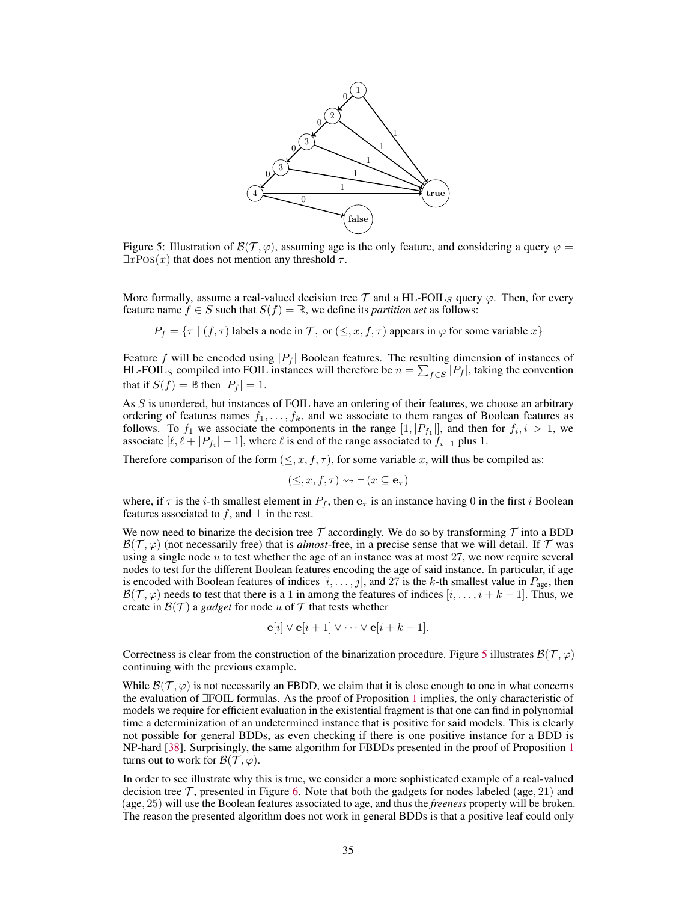Figure 5: Illustration of $\mathcal{B}(\mathcal{T}, \varphi)$, assuming age is the only feature, and considering a query $\varphi = \exists x \text{Pos}(x)$ that does not mention any threshold $\tau$.

More formally, assume a real-valued decision tree $\mathcal{T}$ and a HL-FOIL$_S$ query $\varphi$. Then, for every feature name $f \in S$ such that $S(f) = \mathbb{R}$, we define its *partition set* as follows:

$$P_f = \{\tau \mid (f, \tau) \text{ labels a node in } \mathcal{T}, \text{ or } (\leq, x, f, \tau) \text{ appears in } \varphi \text{ for some variable } x\}$$

Feature $f$ will be encoded using $|P_f|$ Boolean features. The resulting dimension of instances of HL-FOIL$_S$ compiled into FOIL instances will therefore be $n = \sum_{f \in S} |P_f|$, taking the convention that if $S(f) = \mathbb{B}$ then $|P_f| = 1$.

As $S$ is unordered, but instances of FOIL have an ordering of their features, we choose an arbitrary ordering of features names $f_1, \ldots, f_k$, and we associate to them ranges of Boolean features as follows. To $f_1$ we associate the components in the range $[1, |P_{f_1}|]$, and then for $f_i, i > 1$, we associate $[\ell, \ell + |P_{f_i}| - 1]$, where $\ell$ is end of the range associated to $f_{i-1}$ plus 1.

Therefore comparison of the form $(\leq, x, f, \tau)$, for some variable $x$, will thus be compiled as:

$$(\leq, x, f, \tau) \rightsquigarrow \neg (x \subseteq \mathbf{e}_\tau)$$

where, if $\tau$ is the $i$-th smallest element in $P_f$, then $\mathbf{e}_\tau$ is an instance having 0 in the first $i$ Boolean features associated to $f$, and $\perp$ in the rest.

We now need to binarize the decision tree $\mathcal{T}$ accordingly. We do so by transforming $\mathcal{T}$ into a BDD $\mathcal{B}(\mathcal{T}, \varphi)$ (not necessarily free) that is *almost*-free, in a precise sense that we will detail. If $\mathcal{T}$ was using a single node $u$ to test whether the age of an instance was at most 27, we now require several nodes to test for the different Boolean features encoding the age of said instance. In particular, if age is encoded with Boolean features of indices $[i, \ldots, j]$, and 27 is the $k$-th smallest value in $P_{\text{age}}$, then $\mathcal{B}(\mathcal{T}, \varphi)$ needs to test that there is a 1 among the features of indices $[i, \ldots, i + k - 1]$. Thus, we create in $\mathcal{B}(\mathcal{T})$ a *gadget* for node $u$ of $\mathcal{T}$ that tests whether

$$\mathbf{e}[i] \vee \mathbf{e}[i+1] \vee \cdots \vee \mathbf{e}[i + k - 1].$$

Correctness is clear from the construction of the binarization procedure. Figure 5 illustrates $\mathcal{B}(\mathcal{T}, \varphi)$ continuing with the previous example.

While $\mathcal{B}(\mathcal{T}, \varphi)$ is not necessarily an FBDD, we claim that it is close enough to one in what concerns the evaluation of $\exists$FOIL formulas. As the proof of Proposition 1 implies, the only characteristic of models we require for efficient evaluation in the existential fragment is that one can find in polynomial time a determinization of an undetermined instance that is positive for said models. This is clearly not possible for general BDDs, as even checking if there is one positive instance for a BDD is NP-hard [38]. Surprisingly, the same algorithm for FBDDs presented in the proof of Proposition 1 turns out to work for $\mathcal{B}(\mathcal{T}, \varphi)$.

In order to see illustrate why this is true, we consider a more sophisticated example of a real-valued decision tree $\mathcal{T}$, presented in Figure 6. Note that both the gadgets for nodes labeled $(\text{age}, 21)$ and $(\text{age}, 25)$ will use the Boolean features associated to age, and thus the *freeness* property will be broken. The reason the presented algorithm does not work in general BDDs is that a positive leaf could only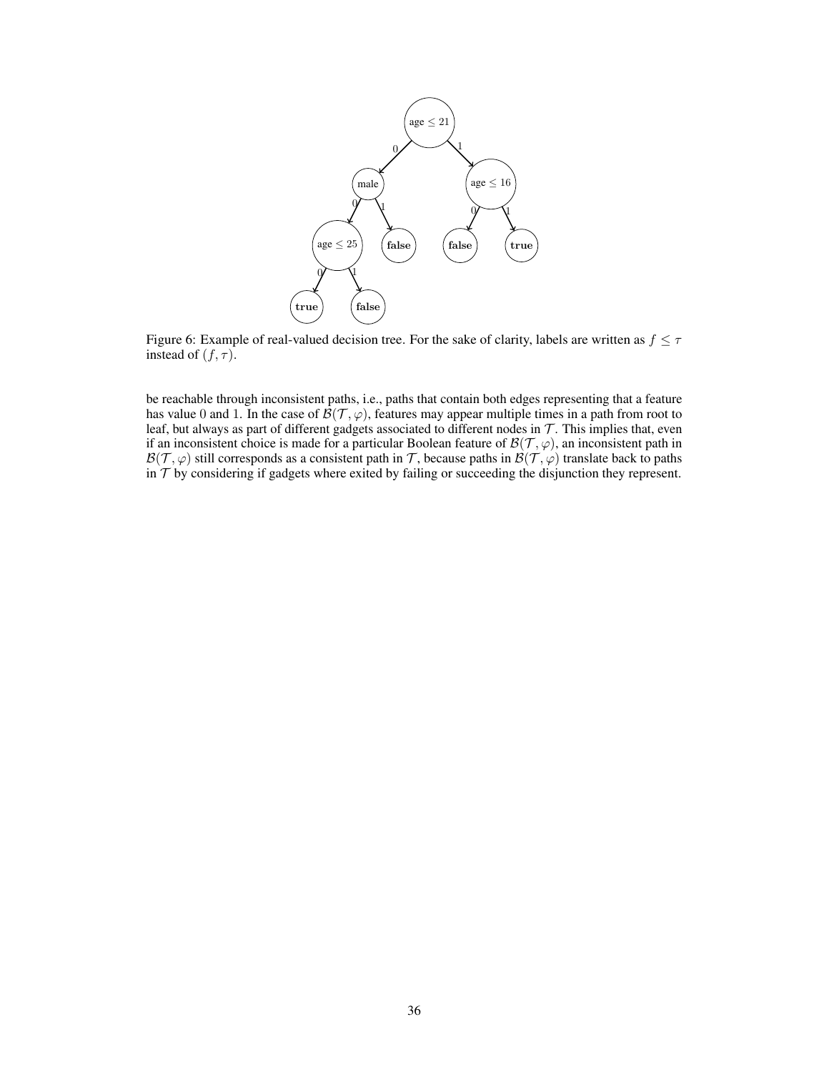age $\leq 21$

0

1

male

age $\leq 16$

0

1

0

1

age $\leq 25$

**false**

**false**

**true**

0

1

**true**

**false**

Figure 6: Example of real-valued decision tree. For the sake of clarity, labels are written as $f \leq \tau$ instead of $(f, \tau)$.

be reachable through inconsistent paths, i.e., paths that contain both edges representing that a feature has value 0 and 1. In the case of $\mathcal{B}(\mathcal{T}, \varphi)$, features may appear multiple times in a path from root to leaf, but always as part of different gadgets associated to different nodes in $\mathcal{T}$. This implies that, even if an inconsistent choice is made for a particular Boolean feature of $\mathcal{B}(\mathcal{T}, \varphi)$, an inconsistent path in $\mathcal{B}(\mathcal{T}, \varphi)$ still corresponds as a consistent path in $\mathcal{T}$, because paths in $\mathcal{B}(\mathcal{T}, \varphi)$ translate back to paths in $\mathcal{T}$ by considering if gadgets where exited by failing or succeeding the disjunction they represent.